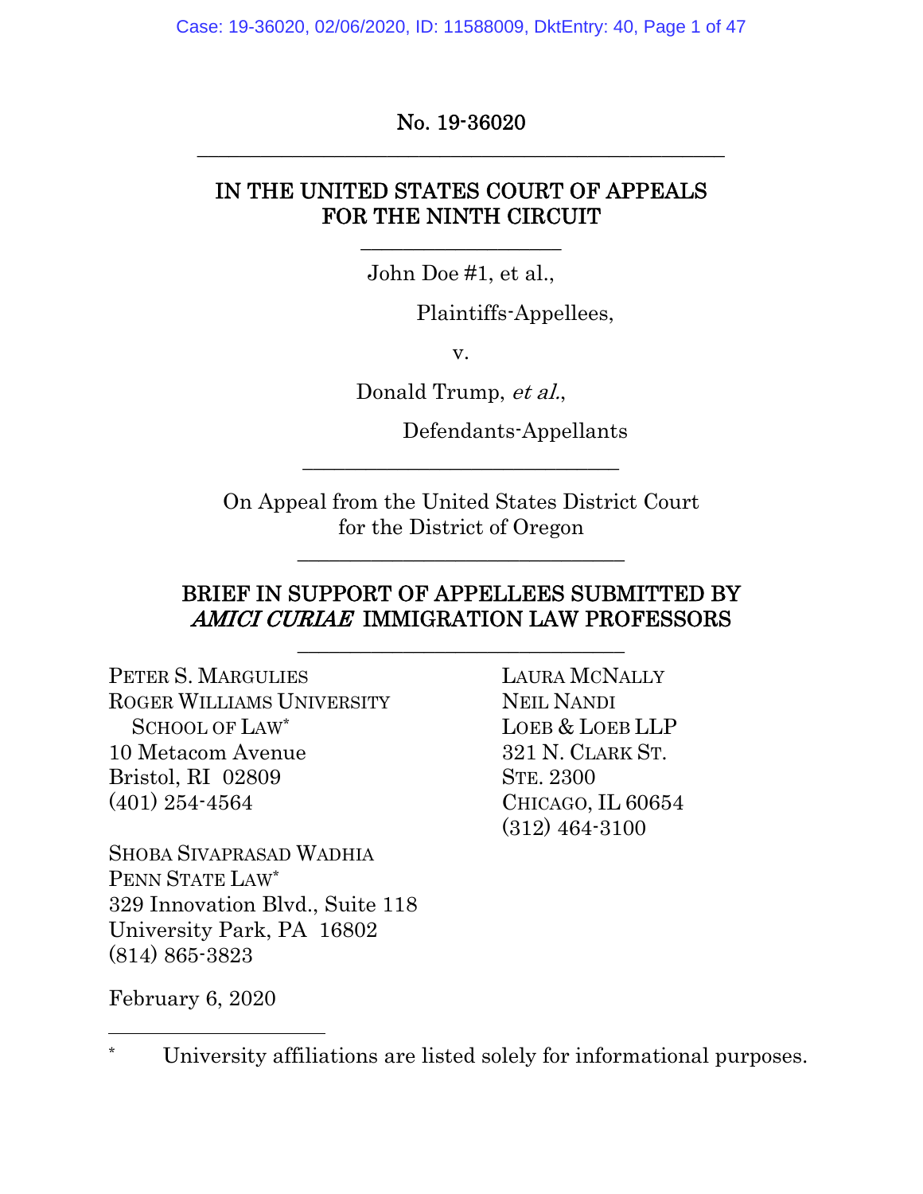No. 19-36020

---

IN THE UNITED STATES COURT OF APPEALS
FOR THE NINTH CIRCUIT

---

John Doe #1, et al.,

Plaintiffs-Appellees,

v.

Donald Trump, *et al.*,

Defendants-Appellants

---

On Appeal from the United States District Court
for the District of Oregon

---

BRIEF IN SUPPORT OF APPELLEES SUBMITTED BY *AMICI CURIAE* IMMIGRATION LAW PROFESSORS

---

PETER S. MARGULIES
ROGER WILLIAMS UNIVERSITY SCHOOL OF LAW*
10 Metacom Avenue
Bristol, RI 02809
(401) 254-4564

SHOBA SIVAPRASAD WADHIA
PENN STATE LAW*
329 Innovation Blvd., Suite 118
University Park, PA 16802
(814) 865-3823

LAURA MCNALLY
NEIL NANDI
LOEB & LOEB LLP
321 N. CLARK ST.
STE. 2300
CHICAGO, IL 60654
(312) 464-3100

February 6, 2020

---

\* University affiliations are listed solely for informational purposes.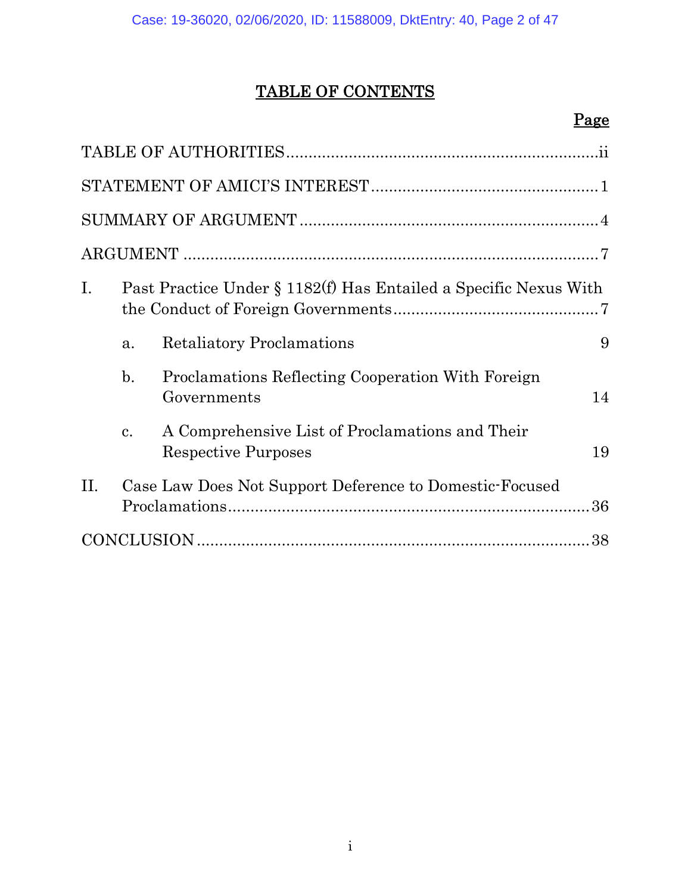# TABLE OF CONTENTS

| | Page |
|---|---|
| TABLE OF AUTHORITIES | ii |
| STATEMENT OF AMICI'S INTEREST | 1 |
| SUMMARY OF ARGUMENT | 4 |
| ARGUMENT | 7 |
| I. Past Practice Under § 1182(f) Has Entailed a Specific Nexus With the Conduct of Foreign Governments | 7 |
| a. Retaliatory Proclamations | 9 |
| b. Proclamations Reflecting Cooperation With Foreign Governments | 14 |
| c. A Comprehensive List of Proclamations and Their Respective Purposes | 19 |
| II. Case Law Does Not Support Deference to Domestic-Focused Proclamations | 36 |
| CONCLUSION | 38 |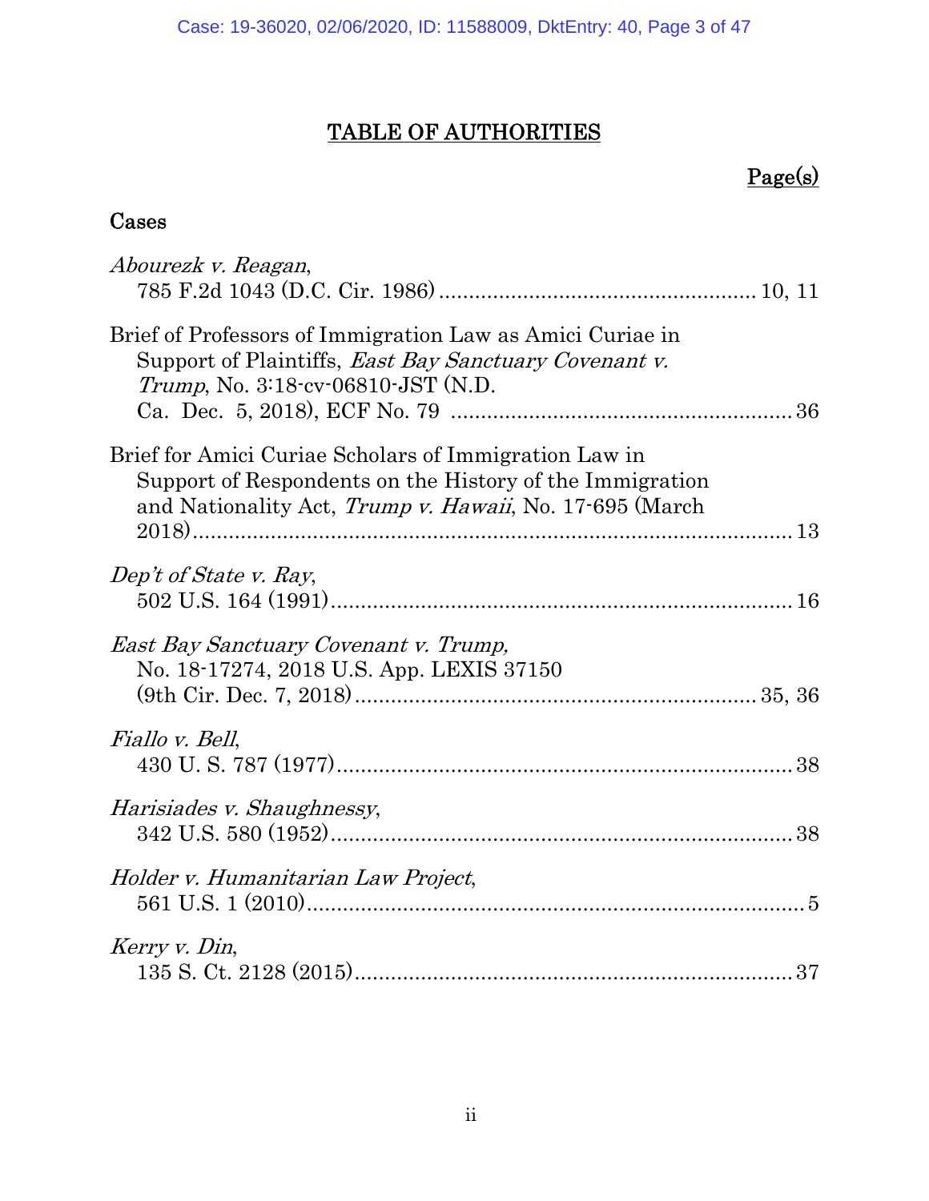# TABLE OF AUTHORITIES

**Page(s)**

## Cases

*Abourezk v. Reagan*, 785 F.2d 1043 (D.C. Cir. 1986) .......... 10, 11

Brief of Professors of Immigration Law as Amici Curiae in Support of Plaintiffs, *East Bay Sanctuary Covenant v. Trump*, No. 3:18-cv-06810-JST (N.D. Ca. Dec. 5, 2018), ECF No. 79 .......... 36

Brief for Amici Curiae Scholars of Immigration Law in Support of Respondents on the History of the Immigration and Nationality Act, *Trump v. Hawaii*, No. 17-695 (March 2018) .......... 13

*Dep't of State v. Ray*, 502 U.S. 164 (1991) .......... 16

*East Bay Sanctuary Covenant v. Trump,* No. 18-17274, 2018 U.S. App. LEXIS 37150 (9th Cir. Dec. 7, 2018) .......... 35, 36

*Fiallo v. Bell*, 430 U. S. 787 (1977) .......... 38

*Harisiades v. Shaughnessy*, 342 U.S. 580 (1952) .......... 38

*Holder v. Humanitarian Law Project*, 561 U.S. 1 (2010) .......... 5

*Kerry v. Din*, 135 S. Ct. 2128 (2015) .......... 37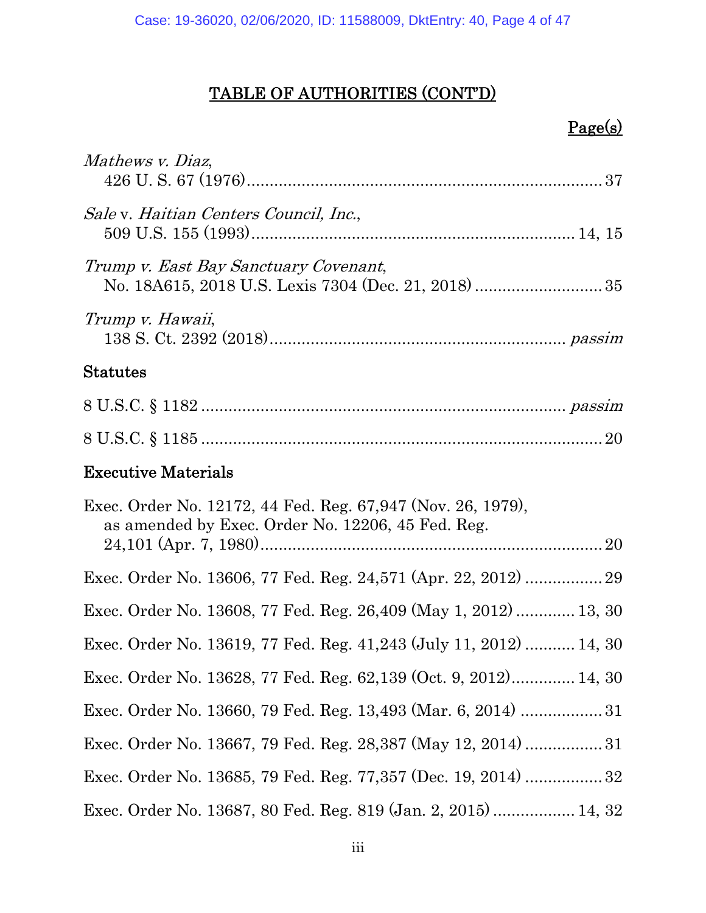## TABLE OF AUTHORITIES (CONT'D)

Page(s)

*Mathews v. Diaz*,
426 U. S. 67 (1976) .......... 37

*Sale* v. *Haitian Centers Council, Inc.*,
509 U.S. 155 (1993) .......... 14, 15

*Trump v. East Bay Sanctuary Covenant*,
No. 18A615, 2018 U.S. Lexis 7304 (Dec. 21, 2018) .......... 35

*Trump v. Hawaii*,
138 S. Ct. 2392 (2018) .......... *passim*

### Statutes

8 U.S.C. § 1182 .......... *passim*

8 U.S.C. § 1185 .......... 20

### Executive Materials

Exec. Order No. 12172, 44 Fed. Reg. 67,947 (Nov. 26, 1979), as amended by Exec. Order No. 12206, 45 Fed. Reg. 24,101 (Apr. 7, 1980) .......... 20

Exec. Order No. 13606, 77 Fed. Reg. 24,571 (Apr. 22, 2012) .......... 29

Exec. Order No. 13608, 77 Fed. Reg. 26,409 (May 1, 2012) .......... 13, 30

Exec. Order No. 13619, 77 Fed. Reg. 41,243 (July 11, 2012) .......... 14, 30

Exec. Order No. 13628, 77 Fed. Reg. 62,139 (Oct. 9, 2012) .......... 14, 30

Exec. Order No. 13660, 79 Fed. Reg. 13,493 (Mar. 6, 2014) .......... 31

Exec. Order No. 13667, 79 Fed. Reg. 28,387 (May 12, 2014) .......... 31

Exec. Order No. 13685, 79 Fed. Reg. 77,357 (Dec. 19, 2014) .......... 32

Exec. Order No. 13687, 80 Fed. Reg. 819 (Jan. 2, 2015) .......... 14, 32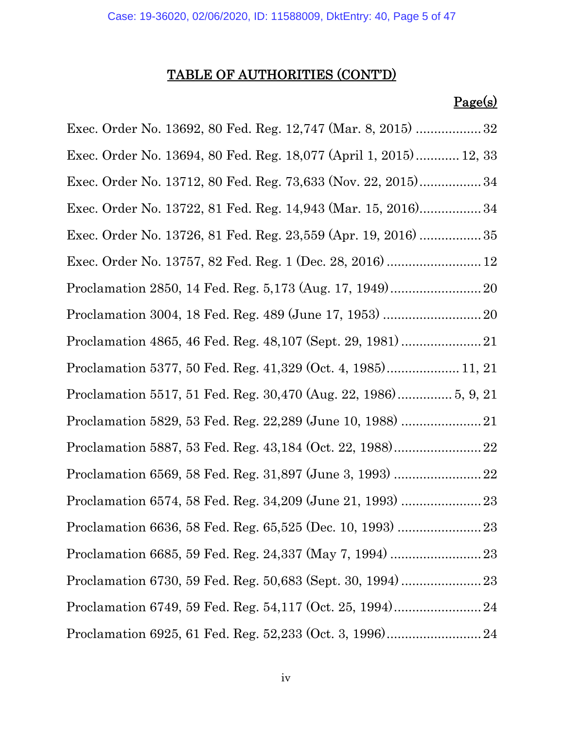## TABLE OF AUTHORITIES (CONT'D)

**Page(s)**

Exec. Order No. 13692, 80 Fed. Reg. 12,747 (Mar. 8, 2015) .................. 32

Exec. Order No. 13694, 80 Fed. Reg. 18,077 (April 1, 2015) ............ 12, 33

Exec. Order No. 13712, 80 Fed. Reg. 73,633 (Nov. 22, 2015) ................. 34

Exec. Order No. 13722, 81 Fed. Reg. 14,943 (Mar. 15, 2016) ................. 34

Exec. Order No. 13726, 81 Fed. Reg. 23,559 (Apr. 19, 2016) ................. 35

Exec. Order No. 13757, 82 Fed. Reg. 1 (Dec. 28, 2016) .......................... 12

Proclamation 2850, 14 Fed. Reg. 5,173 (Aug. 17, 1949) ......................... 20

Proclamation 3004, 18 Fed. Reg. 489 (June 17, 1953) ........................... 20

Proclamation 4865, 46 Fed. Reg. 48,107 (Sept. 29, 1981) ...................... 21

Proclamation 5377, 50 Fed. Reg. 41,329 (Oct. 4, 1985) .................... 11, 21

Proclamation 5517, 51 Fed. Reg. 30,470 (Aug. 22, 1986) ............... 5, 9, 21

Proclamation 5829, 53 Fed. Reg. 22,289 (June 10, 1988) ...................... 21

Proclamation 5887, 53 Fed. Reg. 43,184 (Oct. 22, 1988) ........................ 22

Proclamation 6569, 58 Fed. Reg. 31,897 (June 3, 1993) ........................ 22

Proclamation 6574, 58 Fed. Reg. 34,209 (June 21, 1993) ...................... 23

Proclamation 6636, 58 Fed. Reg. 65,525 (Dec. 10, 1993) ....................... 23

Proclamation 6685, 59 Fed. Reg. 24,337 (May 7, 1994) ......................... 23

Proclamation 6730, 59 Fed. Reg. 50,683 (Sept. 30, 1994) ...................... 23

Proclamation 6749, 59 Fed. Reg. 54,117 (Oct. 25, 1994) ........................ 24

Proclamation 6925, 61 Fed. Reg. 52,233 (Oct. 3, 1996) .......................... 24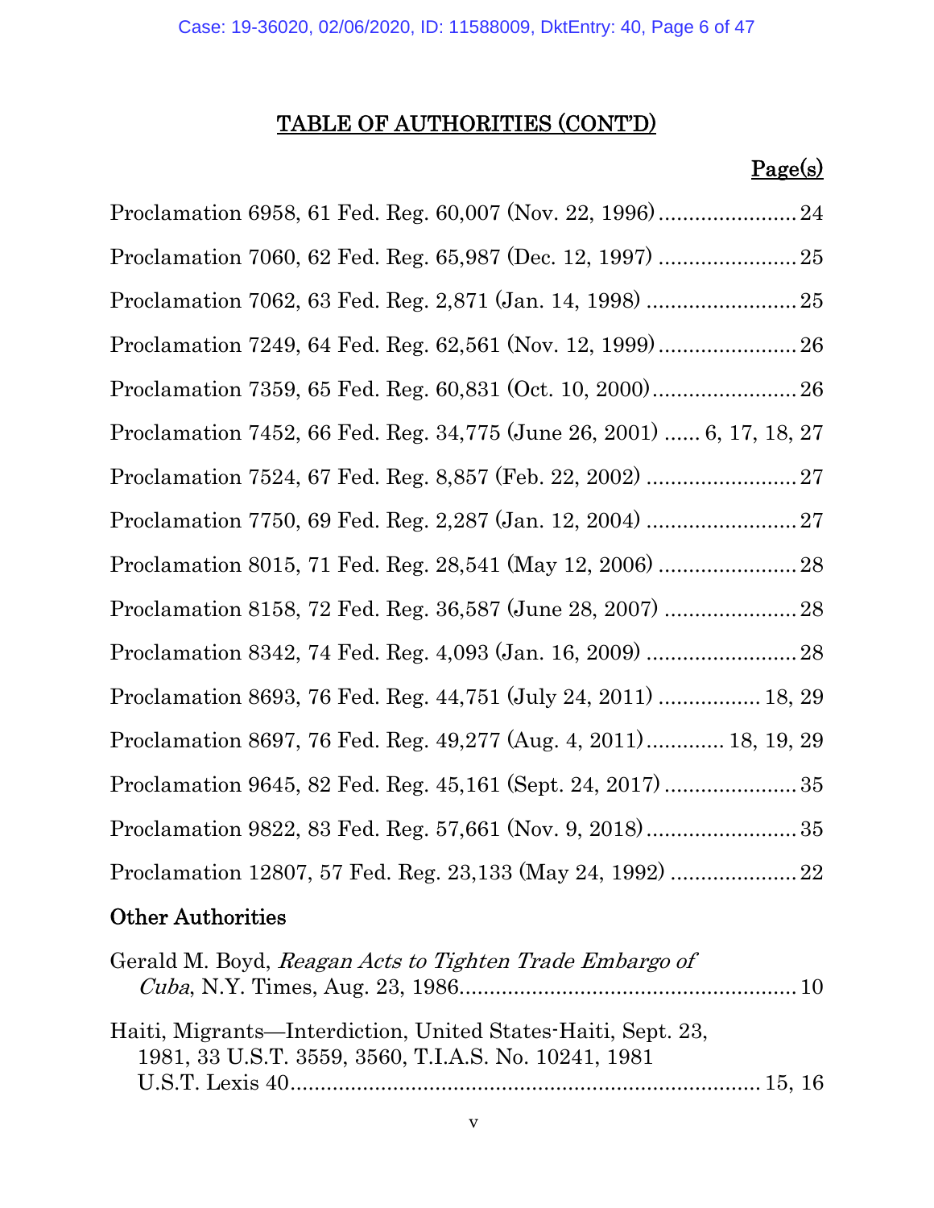## TABLE OF AUTHORITIES (CONT'D)

**Page(s)**

Proclamation 6958, 61 Fed. Reg. 60,007 (Nov. 22, 1996) ........................ 24

Proclamation 7060, 62 Fed. Reg. 65,987 (Dec. 12, 1997) ........................ 25

Proclamation 7062, 63 Fed. Reg. 2,871 (Jan. 14, 1998) .......................... 25

Proclamation 7249, 64 Fed. Reg. 62,561 (Nov. 12, 1999) ........................ 26

Proclamation 7359, 65 Fed. Reg. 60,831 (Oct. 10, 2000) ......................... 26

Proclamation 7452, 66 Fed. Reg. 34,775 (June 26, 2001) ...... 6, 17, 18, 27

Proclamation 7524, 67 Fed. Reg. 8,857 (Feb. 22, 2002) .......................... 27

Proclamation 7750, 69 Fed. Reg. 2,287 (Jan. 12, 2004) .......................... 27

Proclamation 8015, 71 Fed. Reg. 28,541 (May 12, 2006) ........................ 28

Proclamation 8158, 72 Fed. Reg. 36,587 (June 28, 2007) ....................... 28

Proclamation 8342, 74 Fed. Reg. 4,093 (Jan. 16, 2009) .......................... 28

Proclamation 8693, 76 Fed. Reg. 44,751 (July 24, 2011) ................. 18, 29

Proclamation 8697, 76 Fed. Reg. 49,277 (Aug. 4, 2011)............. 18, 19, 29

Proclamation 9645, 82 Fed. Reg. 45,161 (Sept. 24, 2017) ....................... 35

Proclamation 9822, 83 Fed. Reg. 57,661 (Nov. 9, 2018) .......................... 35

Proclamation 12807, 57 Fed. Reg. 23,133 (May 24, 1992) ...................... 22

### Other Authorities

Gerald M. Boyd, *Reagan Acts to Tighten Trade Embargo of Cuba*, N.Y. Times, Aug. 23, 1986......................................................... 10

Haiti, Migrants—Interdiction, United States-Haiti, Sept. 23, 1981, 33 U.S.T. 3559, 3560, T.I.A.S. No. 10241, 1981 U.S.T. Lexis 40.............................................................................. 15, 16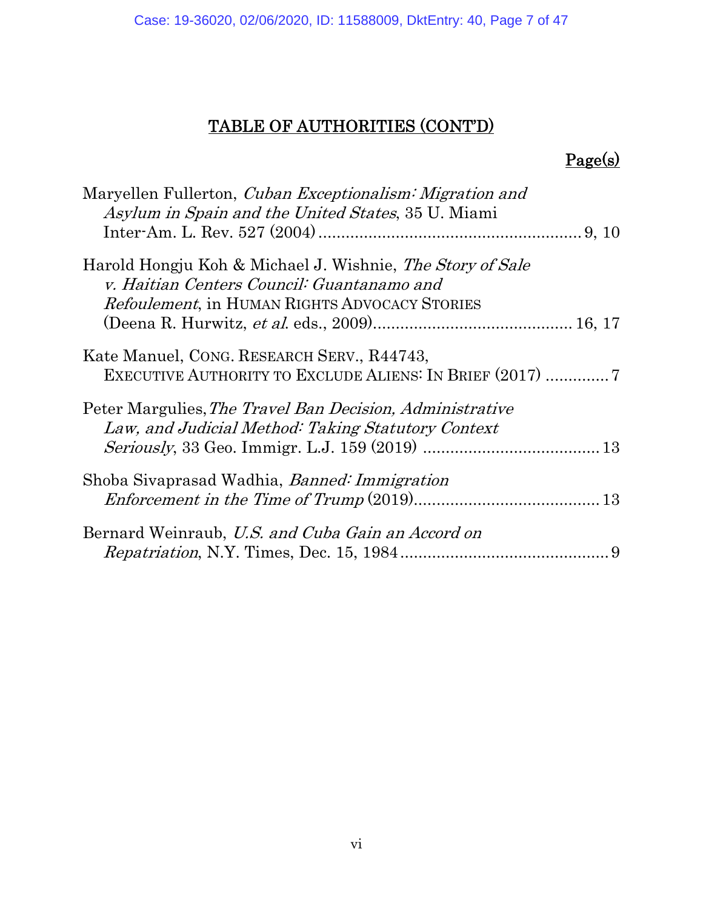# TABLE OF AUTHORITIES (CONT'D)

**Page(s)**

Maryellen Fullerton, *Cuban Exceptionalism: Migration and Asylum in Spain and the United States*, 35 U. Miami Inter-Am. L. Rev. 527 (2004) .......... 9, 10

Harold Hongju Koh & Michael J. Wishnie, *The Story of Sale v. Haitian Centers Council: Guantanamo and Refoulement*, in HUMAN RIGHTS ADVOCACY STORIES (Deena R. Hurwitz, *et al.* eds., 2009) .......... 16, 17

Kate Manuel, CONG. RESEARCH SERV., R44743, EXECUTIVE AUTHORITY TO EXCLUDE ALIENS: IN BRIEF (2017) .......... 7

Peter Margulies, *The Travel Ban Decision, Administrative Law, and Judicial Method: Taking Statutory Context Seriously*, 33 Geo. Immigr. L.J. 159 (2019) .......... 13

Shoba Sivaprasad Wadhia, *Banned: Immigration Enforcement in the Time of Trump* (2019) .......... 13

Bernard Weinraub, *U.S. and Cuba Gain an Accord on Repatriation*, N.Y. Times, Dec. 15, 1984 .......... 9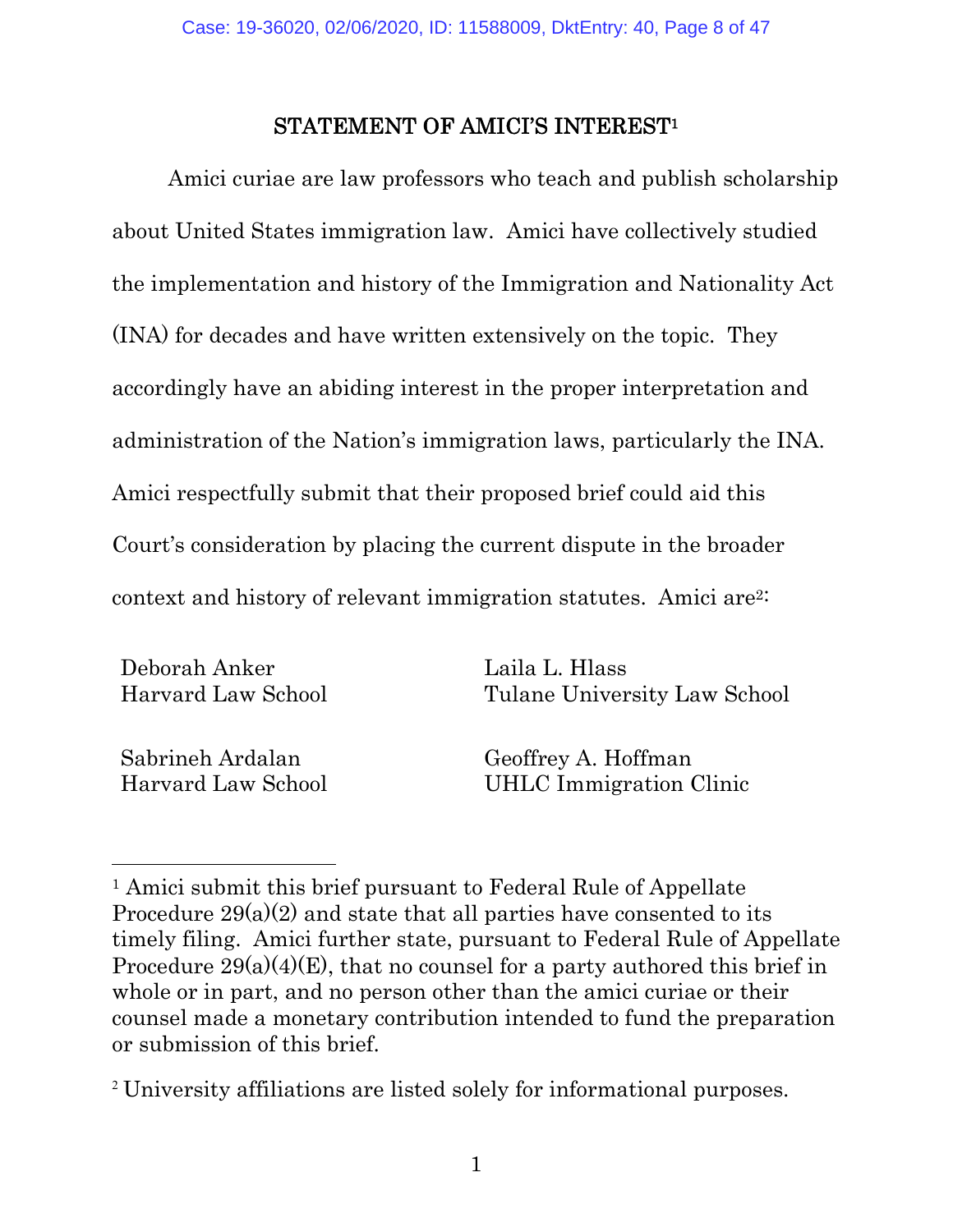## STATEMENT OF AMICI'S INTEREST[1]

Amici curiae are law professors who teach and publish scholarship about United States immigration law. Amici have collectively studied the implementation and history of the Immigration and Nationality Act (INA) for decades and have written extensively on the topic. They accordingly have an abiding interest in the proper interpretation and administration of the Nation's immigration laws, particularly the INA. Amici respectfully submit that their proposed brief could aid this Court's consideration by placing the current dispute in the broader context and history of relevant immigration statutes. Amici are[2]:

Deborah Anker
Harvard Law School

Sabrineh Ardalan
Harvard Law School

Laila L. Hlass
Tulane University Law School

Geoffrey A. Hoffman
UHLC Immigration Clinic

---

[1] Amici submit this brief pursuant to Federal Rule of Appellate Procedure 29(a)(2) and state that all parties have consented to its timely filing. Amici further state, pursuant to Federal Rule of Appellate Procedure 29(a)(4)(E), that no counsel for a party authored this brief in whole or in part, and no person other than the amici curiae or their counsel made a monetary contribution intended to fund the preparation or submission of this brief.

[2] University affiliations are listed solely for informational purposes.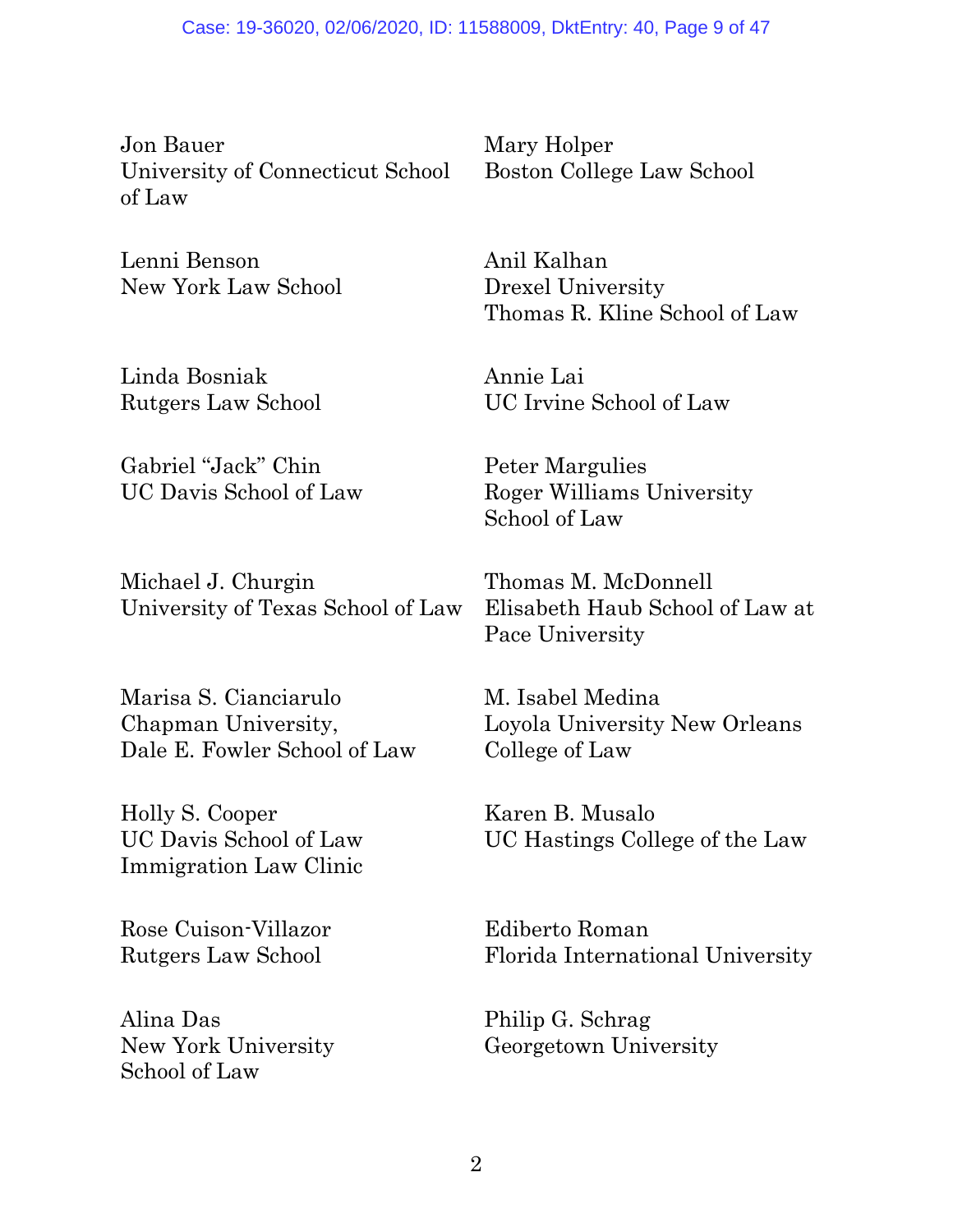Jon Bauer
University of Connecticut School of Law

Lenni Benson
New York Law School

Linda Bosniak
Rutgers Law School

Gabriel "Jack" Chin
UC Davis School of Law

Michael J. Churgin
University of Texas School of Law

Marisa S. Cianciarulo
Chapman University,
Dale E. Fowler School of Law

Holly S. Cooper
UC Davis School of Law
Immigration Law Clinic

Rose Cuison-Villazor
Rutgers Law School

Alina Das
New York University
School of Law

Mary Holper
Boston College Law School

Anil Kalhan
Drexel University
Thomas R. Kline School of Law

Annie Lai
UC Irvine School of Law

Peter Margulies
Roger Williams University
School of Law

Thomas M. McDonnell
Elisabeth Haub School of Law at Pace University

M. Isabel Medina
Loyola University New Orleans
College of Law

Karen B. Musalo
UC Hastings College of the Law

Ediberto Roman
Florida International University

Philip G. Schrag
Georgetown University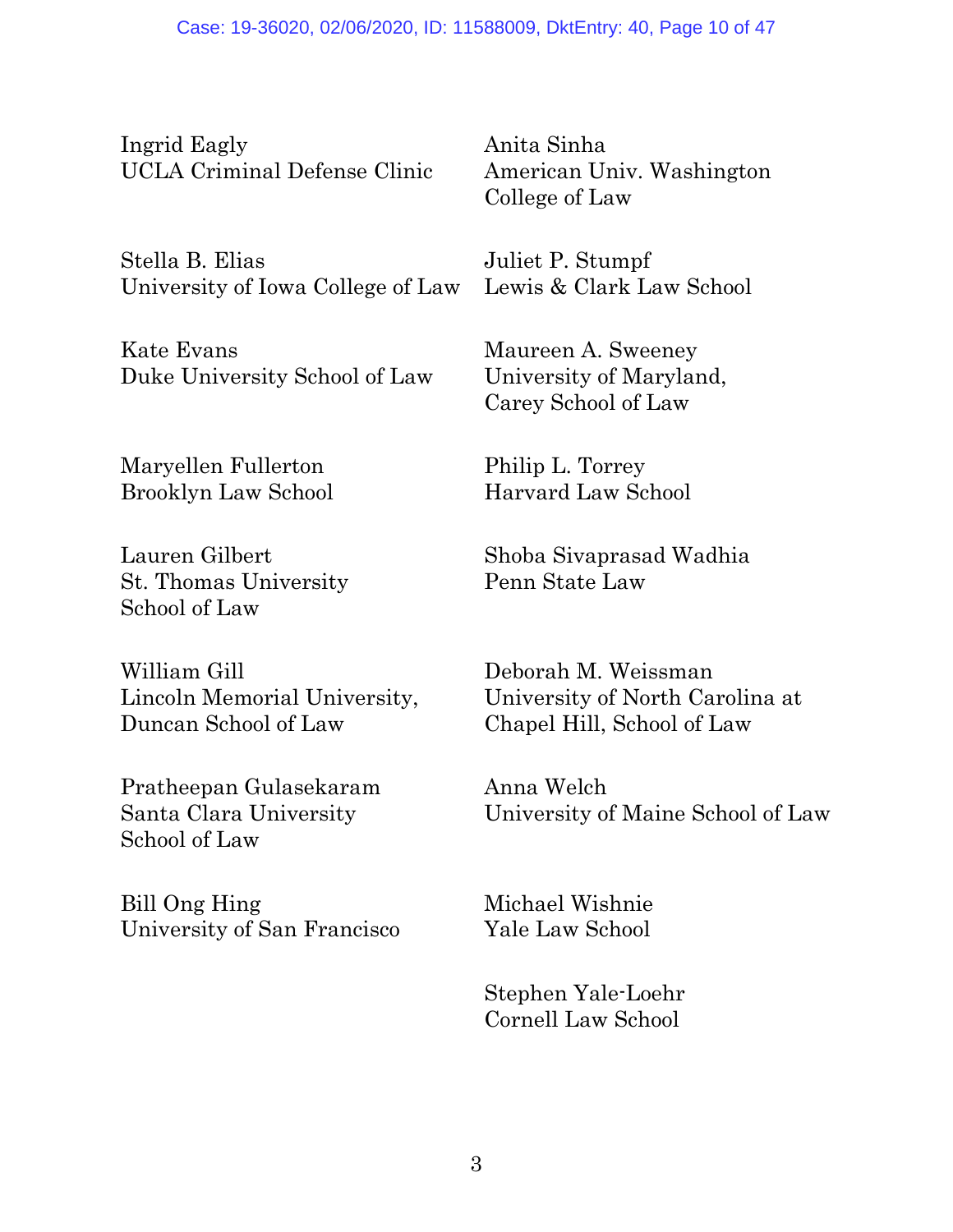Ingrid Eagly
UCLA Criminal Defense Clinic

Stella B. Elias
University of Iowa College of Law

Kate Evans
Duke University School of Law

Maryellen Fullerton
Brooklyn Law School

Lauren Gilbert
St. Thomas University
School of Law

William Gill
Lincoln Memorial University,
Duncan School of Law

Pratheepan Gulasekaram
Santa Clara University
School of Law

Bill Ong Hing
University of San Francisco

Anita Sinha
American Univ. Washington
College of Law

Juliet P. Stumpf
Lewis & Clark Law School

Maureen A. Sweeney
University of Maryland,
Carey School of Law

Philip L. Torrey
Harvard Law School

Shoba Sivaprasad Wadhia
Penn State Law

Deborah M. Weissman
University of North Carolina at
Chapel Hill, School of Law

Anna Welch
University of Maine School of Law

Michael Wishnie
Yale Law School

Stephen Yale-Loehr
Cornell Law School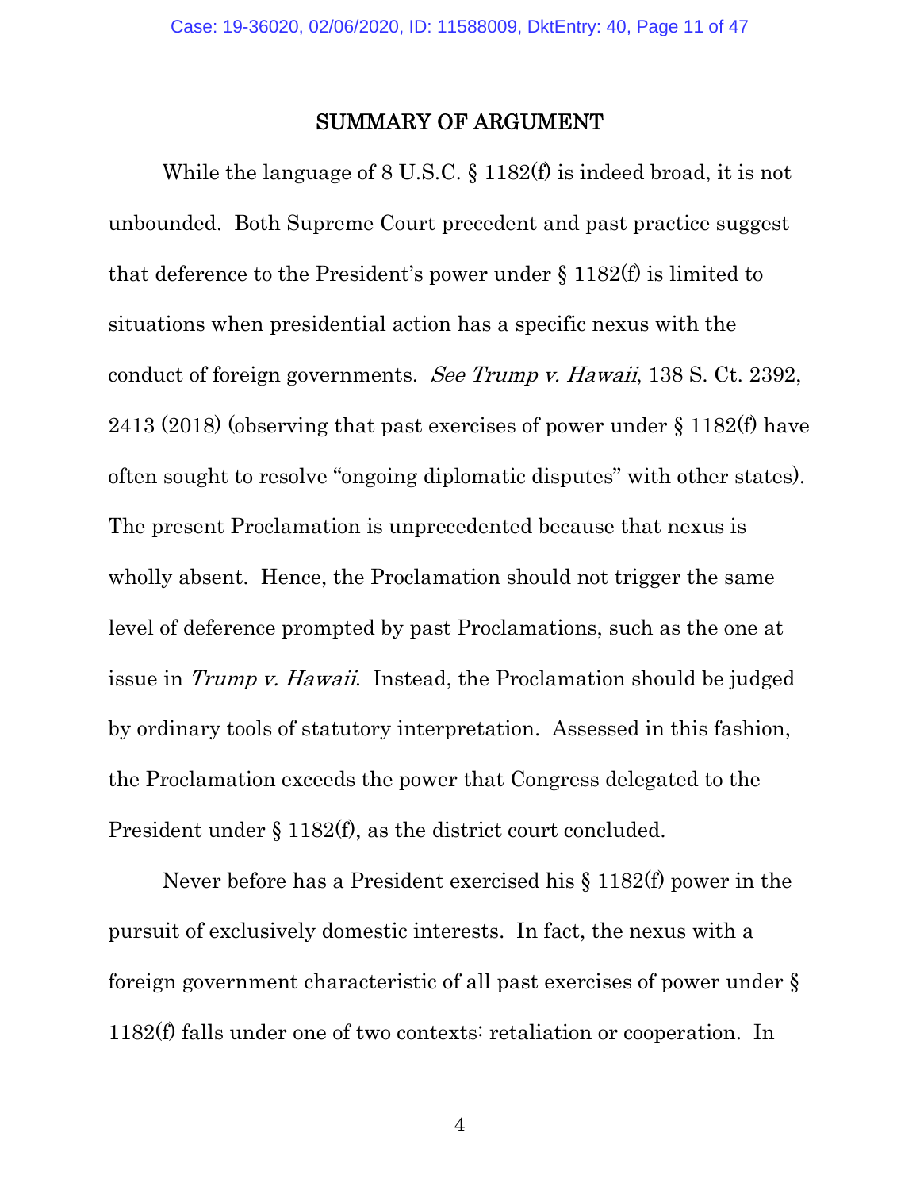## SUMMARY OF ARGUMENT

While the language of 8 U.S.C. § 1182(f) is indeed broad, it is not unbounded. Both Supreme Court precedent and past practice suggest that deference to the President's power under § 1182(f) is limited to situations when presidential action has a specific nexus with the conduct of foreign governments. *See Trump v. Hawaii*, 138 S. Ct. 2392, 2413 (2018) (observing that past exercises of power under § 1182(f) have often sought to resolve "ongoing diplomatic disputes" with other states). The present Proclamation is unprecedented because that nexus is wholly absent. Hence, the Proclamation should not trigger the same level of deference prompted by past Proclamations, such as the one at issue in *Trump v. Hawaii*. Instead, the Proclamation should be judged by ordinary tools of statutory interpretation. Assessed in this fashion, the Proclamation exceeds the power that Congress delegated to the President under § 1182(f), as the district court concluded.

Never before has a President exercised his § 1182(f) power in the pursuit of exclusively domestic interests. In fact, the nexus with a foreign government characteristic of all past exercises of power under § 1182(f) falls under one of two contexts: retaliation or cooperation. In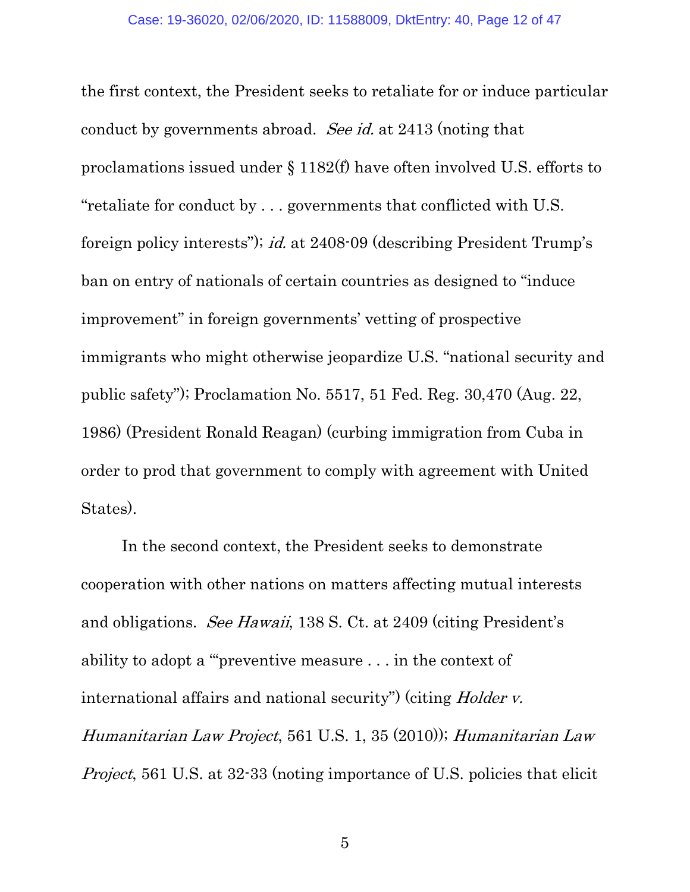the first context, the President seeks to retaliate for or induce particular conduct by governments abroad. *See id.* at 2413 (noting that proclamations issued under § 1182(f) have often involved U.S. efforts to "retaliate for conduct by . . . governments that conflicted with U.S. foreign policy interests"); *id.* at 2408-09 (describing President Trump's ban on entry of nationals of certain countries as designed to "induce improvement" in foreign governments' vetting of prospective immigrants who might otherwise jeopardize U.S. "national security and public safety"); Proclamation No. 5517, 51 Fed. Reg. 30,470 (Aug. 22, 1986) (President Ronald Reagan) (curbing immigration from Cuba in order to prod that government to comply with agreement with United States).

In the second context, the President seeks to demonstrate cooperation with other nations on matters affecting mutual interests and obligations. *See Hawaii*, 138 S. Ct. at 2409 (citing President's ability to adopt a "'preventive measure . . . in the context of international affairs and national security") (citing *Holder v. Humanitarian Law Project*, 561 U.S. 1, 35 (2010)); *Humanitarian Law Project*, 561 U.S. at 32-33 (noting importance of U.S. policies that elicit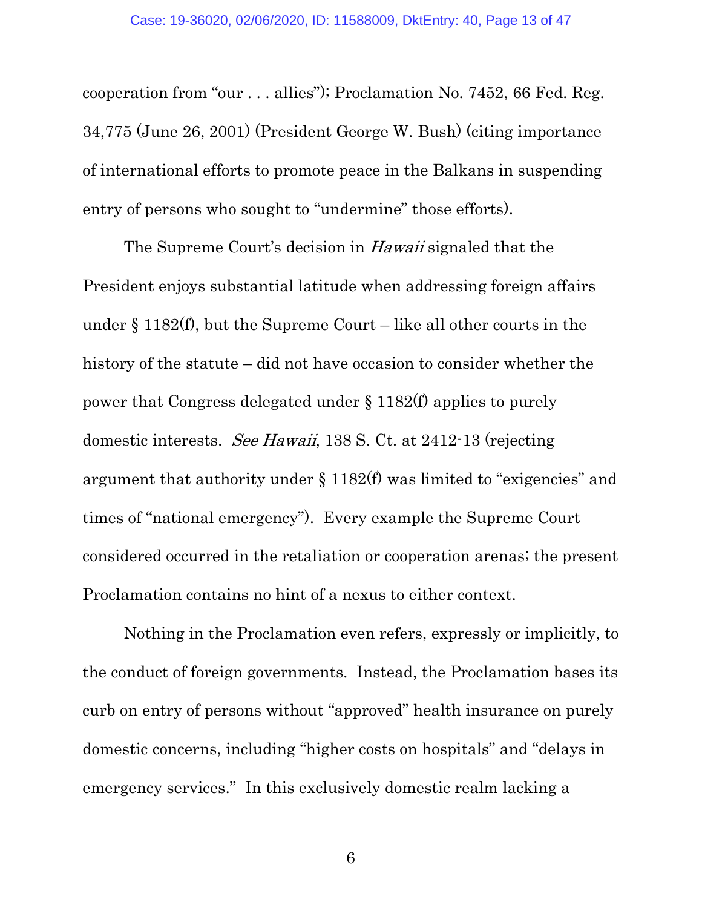cooperation from "our . . . allies"); Proclamation No. 7452, 66 Fed. Reg. 34,775 (June 26, 2001) (President George W. Bush) (citing importance of international efforts to promote peace in the Balkans in suspending entry of persons who sought to "undermine" those efforts).

The Supreme Court's decision in *Hawaii* signaled that the President enjoys substantial latitude when addressing foreign affairs under § 1182(f), but the Supreme Court – like all other courts in the history of the statute – did not have occasion to consider whether the power that Congress delegated under § 1182(f) applies to purely domestic interests. *See Hawaii*, 138 S. Ct. at 2412-13 (rejecting argument that authority under § 1182(f) was limited to "exigencies" and times of "national emergency"). Every example the Supreme Court considered occurred in the retaliation or cooperation arenas; the present Proclamation contains no hint of a nexus to either context.

Nothing in the Proclamation even refers, expressly or implicitly, to the conduct of foreign governments. Instead, the Proclamation bases its curb on entry of persons without "approved" health insurance on purely domestic concerns, including "higher costs on hospitals" and "delays in emergency services." In this exclusively domestic realm lacking a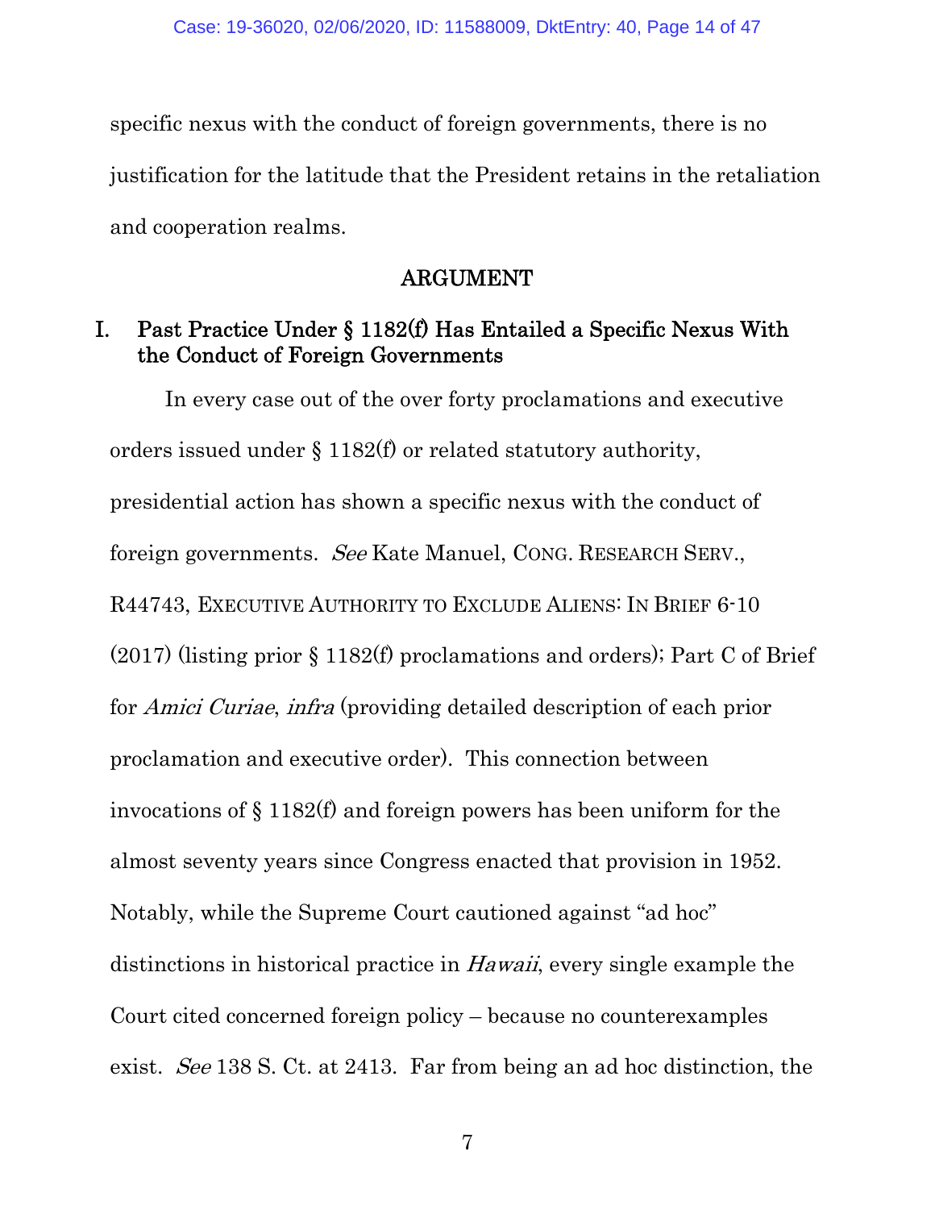specific nexus with the conduct of foreign governments, there is no justification for the latitude that the President retains in the retaliation and cooperation realms.

## ARGUMENT

### I. Past Practice Under § 1182(f) Has Entailed a Specific Nexus With the Conduct of Foreign Governments

In every case out of the over forty proclamations and executive orders issued under § 1182(f) or related statutory authority, presidential action has shown a specific nexus with the conduct of foreign governments. *See* Kate Manuel, CONG. RESEARCH SERV., R44743, EXECUTIVE AUTHORITY TO EXCLUDE ALIENS: IN BRIEF 6-10 (2017) (listing prior § 1182(f) proclamations and orders); Part C of Brief for *Amici Curiae*, *infra* (providing detailed description of each prior proclamation and executive order). This connection between invocations of § 1182(f) and foreign powers has been uniform for the almost seventy years since Congress enacted that provision in 1952. Notably, while the Supreme Court cautioned against "ad hoc" distinctions in historical practice in *Hawaii*, every single example the Court cited concerned foreign policy – because no counterexamples exist. *See* 138 S. Ct. at 2413. Far from being an ad hoc distinction, the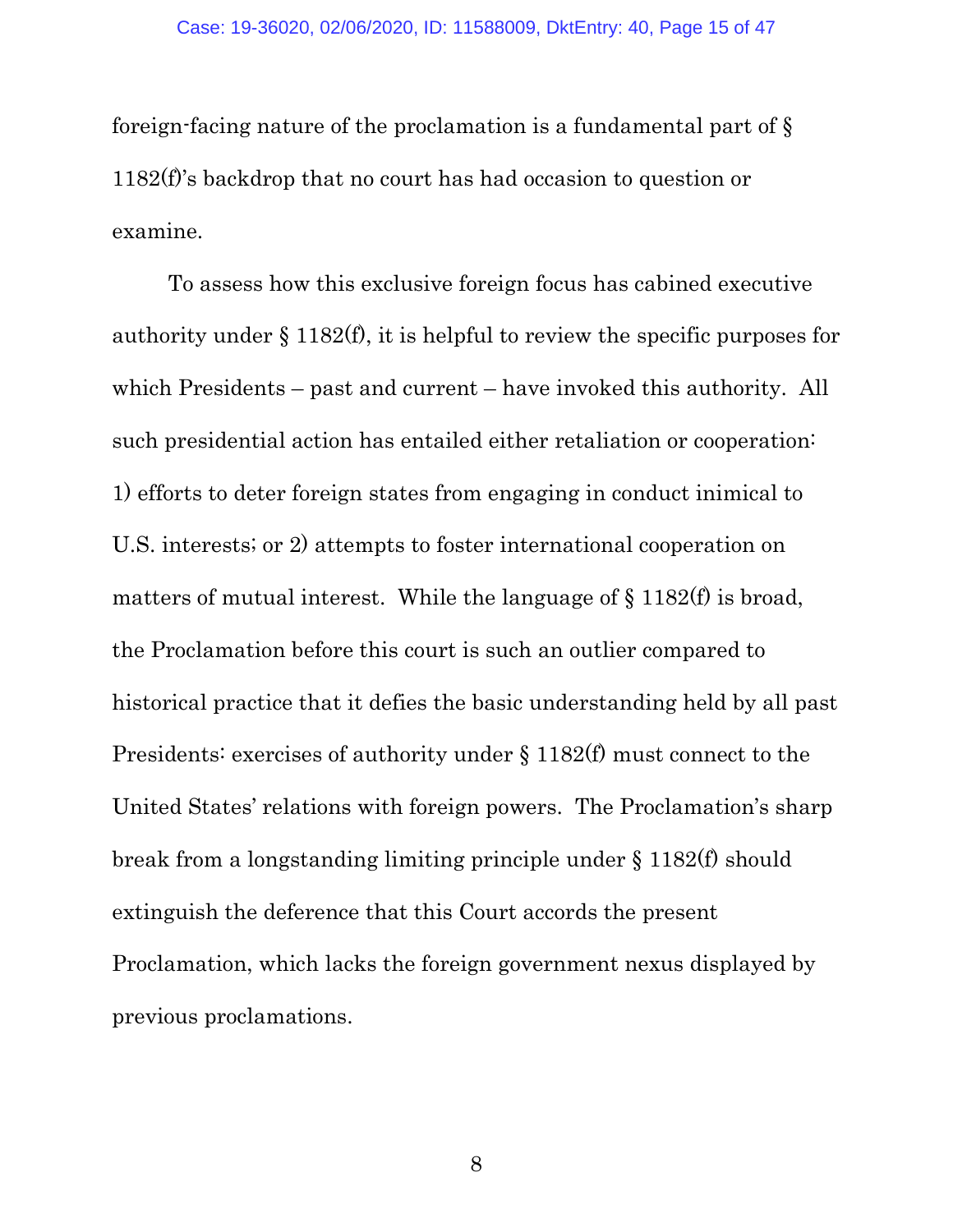foreign-facing nature of the proclamation is a fundamental part of § 1182(f)'s backdrop that no court has had occasion to question or examine.

To assess how this exclusive foreign focus has cabined executive authority under § 1182(f), it is helpful to review the specific purposes for which Presidents – past and current – have invoked this authority. All such presidential action has entailed either retaliation or cooperation: 1) efforts to deter foreign states from engaging in conduct inimical to U.S. interests; or 2) attempts to foster international cooperation on matters of mutual interest. While the language of § 1182(f) is broad, the Proclamation before this court is such an outlier compared to historical practice that it defies the basic understanding held by all past Presidents: exercises of authority under § 1182(f) must connect to the United States' relations with foreign powers. The Proclamation's sharp break from a longstanding limiting principle under § 1182(f) should extinguish the deference that this Court accords the present Proclamation, which lacks the foreign government nexus displayed by previous proclamations.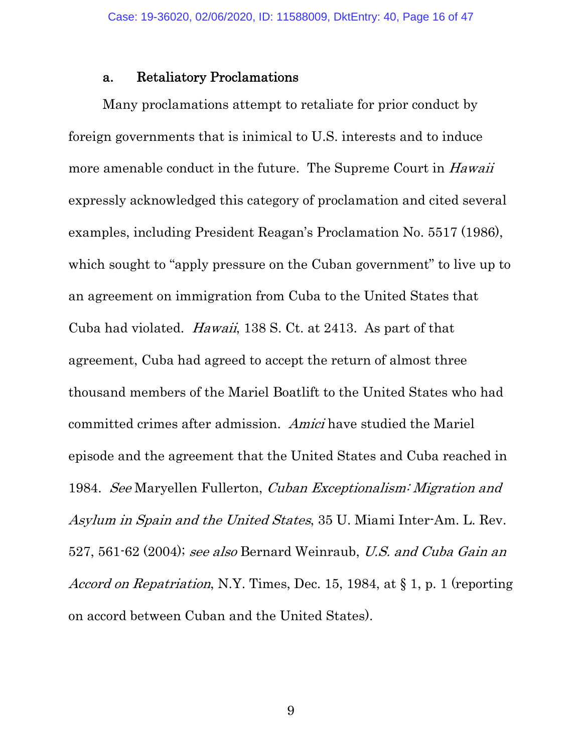### a. Retaliatory Proclamations

Many proclamations attempt to retaliate for prior conduct by foreign governments that is inimical to U.S. interests and to induce more amenable conduct in the future. The Supreme Court in *Hawaii* expressly acknowledged this category of proclamation and cited several examples, including President Reagan's Proclamation No. 5517 (1986), which sought to "apply pressure on the Cuban government" to live up to an agreement on immigration from Cuba to the United States that Cuba had violated. *Hawaii*, 138 S. Ct. at 2413. As part of that agreement, Cuba had agreed to accept the return of almost three thousand members of the Mariel Boatlift to the United States who had committed crimes after admission. *Amici* have studied the Mariel episode and the agreement that the United States and Cuba reached in 1984. *See* Maryellen Fullerton, *Cuban Exceptionalism: Migration and Asylum in Spain and the United States*, 35 U. Miami Inter-Am. L. Rev. 527, 561-62 (2004); *see also* Bernard Weinraub, *U.S. and Cuba Gain an Accord on Repatriation*, N.Y. Times, Dec. 15, 1984, at § 1, p. 1 (reporting on accord between Cuban and the United States).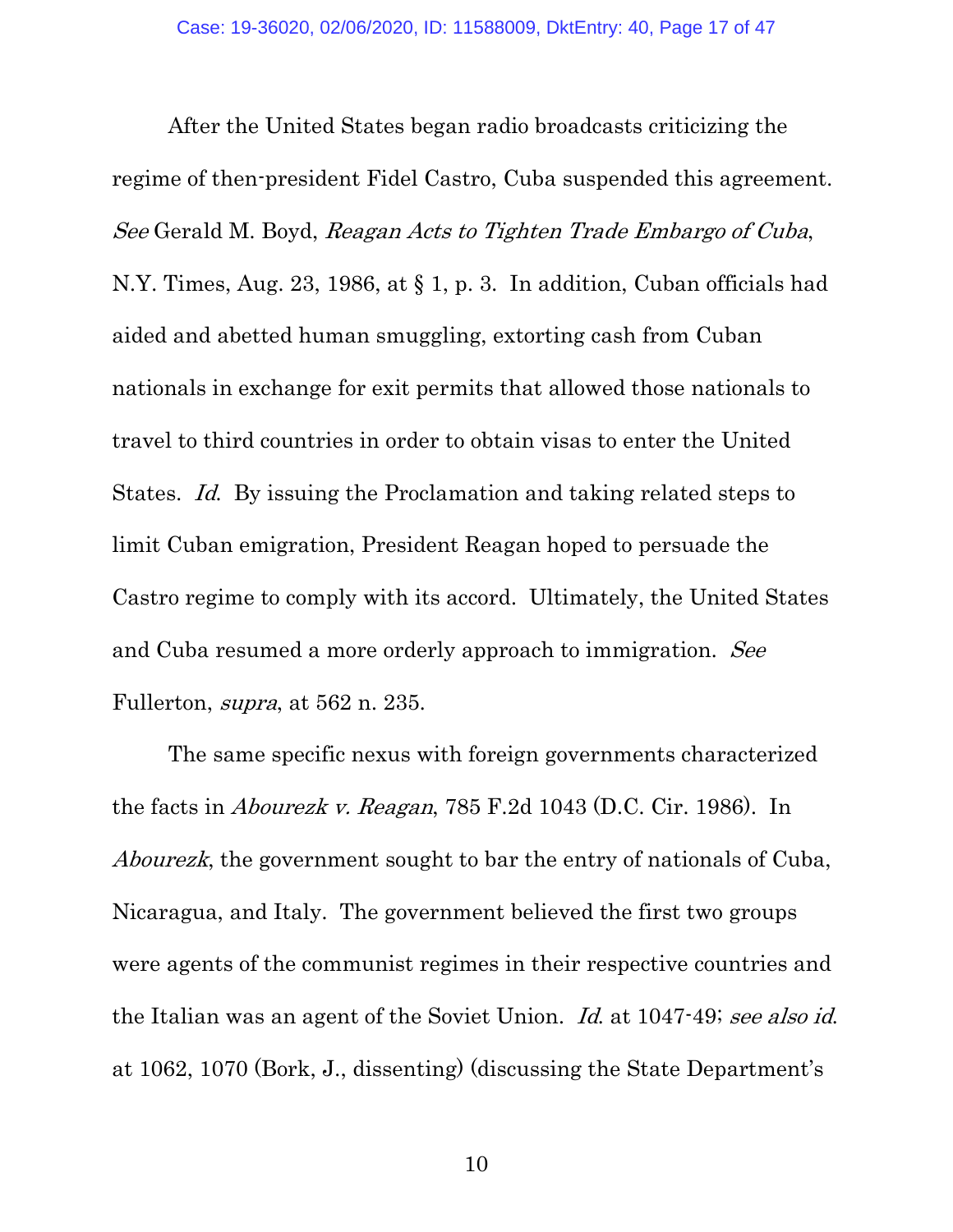After the United States began radio broadcasts criticizing the regime of then-president Fidel Castro, Cuba suspended this agreement. *See* Gerald M. Boyd, *Reagan Acts to Tighten Trade Embargo of Cuba*, N.Y. Times, Aug. 23, 1986, at § 1, p. 3. In addition, Cuban officials had aided and abetted human smuggling, extorting cash from Cuban nationals in exchange for exit permits that allowed those nationals to travel to third countries in order to obtain visas to enter the United States. *Id.* By issuing the Proclamation and taking related steps to limit Cuban emigration, President Reagan hoped to persuade the Castro regime to comply with its accord. Ultimately, the United States and Cuba resumed a more orderly approach to immigration. *See* Fullerton, *supra*, at 562 n. 235.

The same specific nexus with foreign governments characterized the facts in *Abourezk v. Reagan*, 785 F.2d 1043 (D.C. Cir. 1986). In *Abourezk*, the government sought to bar the entry of nationals of Cuba, Nicaragua, and Italy. The government believed the first two groups were agents of the communist regimes in their respective countries and the Italian was an agent of the Soviet Union. *Id.* at 1047-49; *see also id.* at 1062, 1070 (Bork, J., dissenting) (discussing the State Department's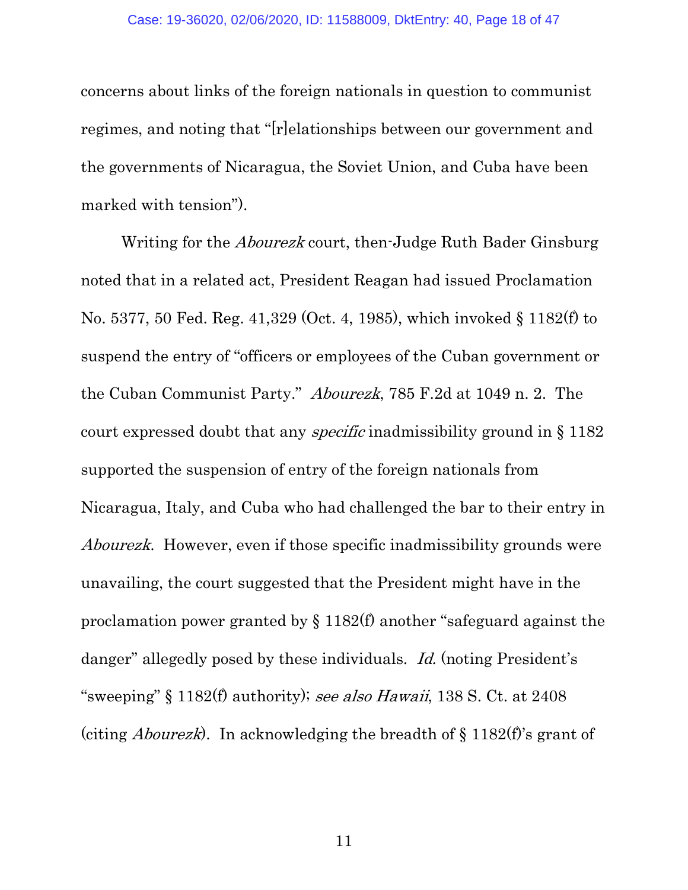concerns about links of the foreign nationals in question to communist regimes, and noting that "[r]elationships between our government and the governments of Nicaragua, the Soviet Union, and Cuba have been marked with tension").

Writing for the *Abourezk* court, then-Judge Ruth Bader Ginsburg noted that in a related act, President Reagan had issued Proclamation No. 5377, 50 Fed. Reg. 41,329 (Oct. 4, 1985), which invoked § 1182(f) to suspend the entry of "officers or employees of the Cuban government or the Cuban Communist Party." *Abourezk*, 785 F.2d at 1049 n. 2. The court expressed doubt that any *specific* inadmissibility ground in § 1182 supported the suspension of entry of the foreign nationals from Nicaragua, Italy, and Cuba who had challenged the bar to their entry in *Abourezk*. However, even if those specific inadmissibility grounds were unavailing, the court suggested that the President might have in the proclamation power granted by § 1182(f) another "safeguard against the danger" allegedly posed by these individuals. *Id.* (noting President's "sweeping" § 1182(f) authority); *see also Hawaii*, 138 S. Ct. at 2408 (citing *Abourezk*). In acknowledging the breadth of § 1182(f)'s grant of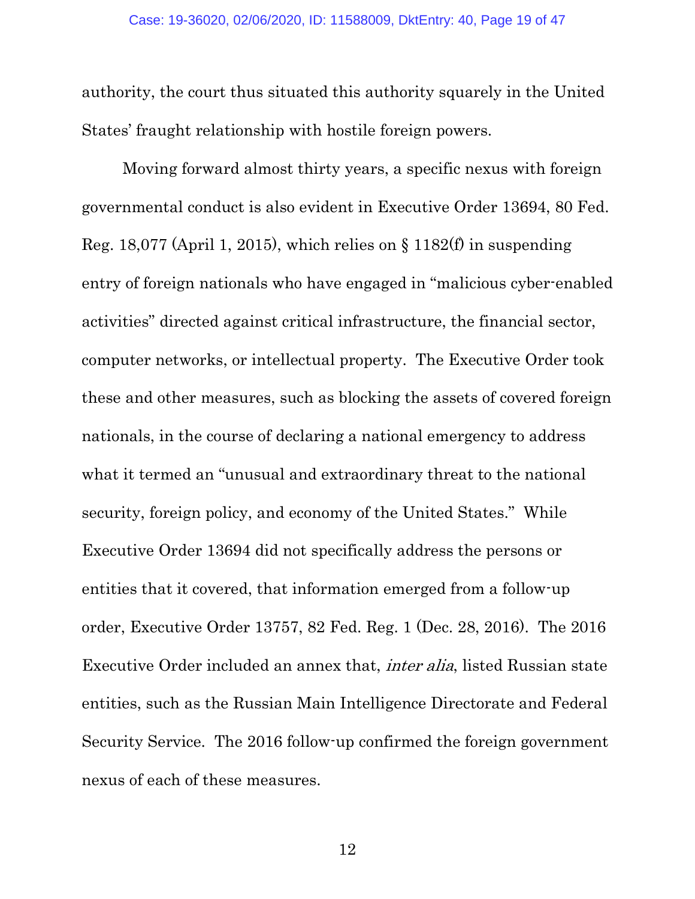authority, the court thus situated this authority squarely in the United States' fraught relationship with hostile foreign powers.

Moving forward almost thirty years, a specific nexus with foreign governmental conduct is also evident in Executive Order 13694, 80 Fed. Reg. 18,077 (April 1, 2015), which relies on § 1182(f) in suspending entry of foreign nationals who have engaged in "malicious cyber-enabled activities" directed against critical infrastructure, the financial sector, computer networks, or intellectual property. The Executive Order took these and other measures, such as blocking the assets of covered foreign nationals, in the course of declaring a national emergency to address what it termed an "unusual and extraordinary threat to the national security, foreign policy, and economy of the United States." While Executive Order 13694 did not specifically address the persons or entities that it covered, that information emerged from a follow-up order, Executive Order 13757, 82 Fed. Reg. 1 (Dec. 28, 2016). The 2016 Executive Order included an annex that, *inter alia*, listed Russian state entities, such as the Russian Main Intelligence Directorate and Federal Security Service. The 2016 follow-up confirmed the foreign government nexus of each of these measures.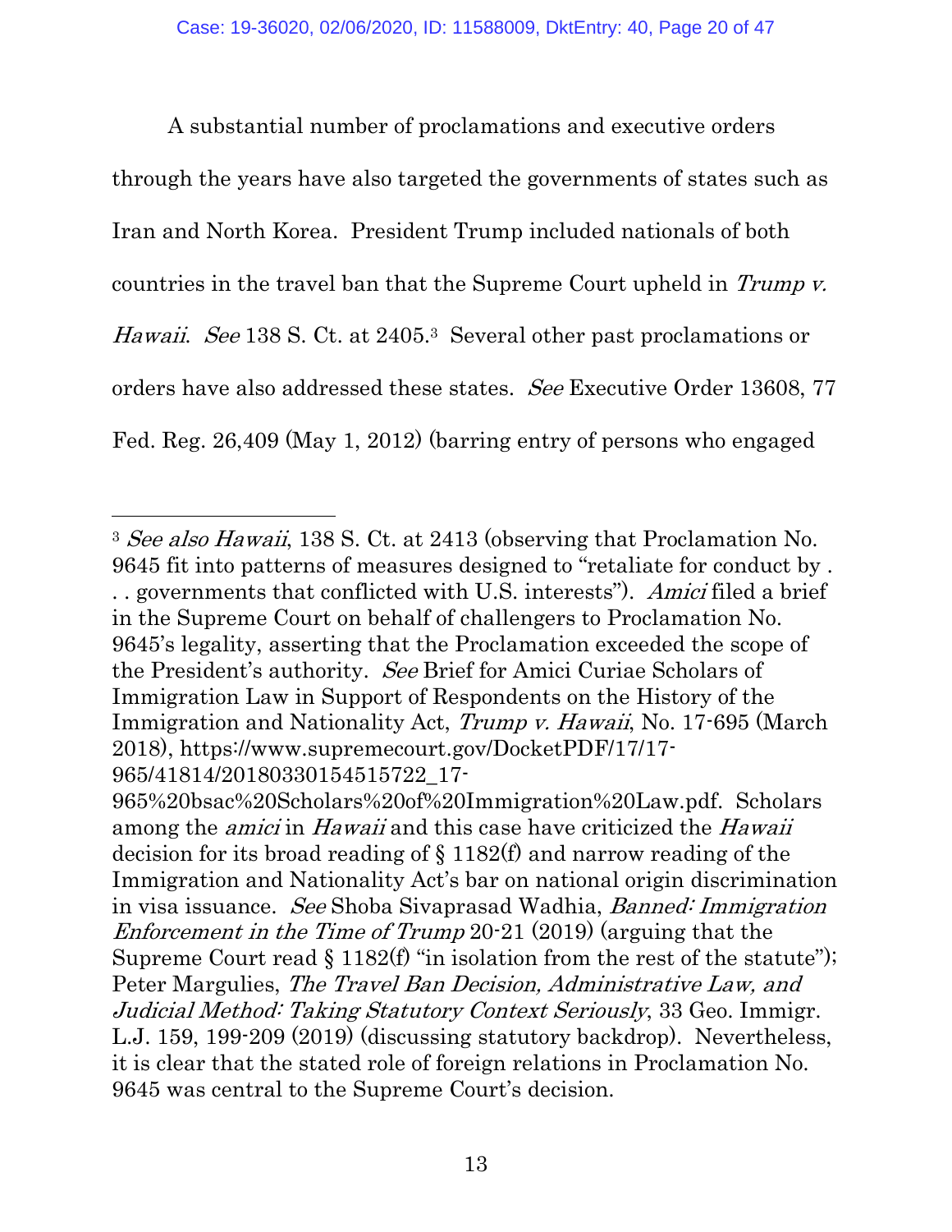A substantial number of proclamations and executive orders through the years have also targeted the governments of states such as Iran and North Korea. President Trump included nationals of both countries in the travel ban that the Supreme Court upheld in *Trump v. Hawaii*. *See* 138 S. Ct. at 2405.[3] Several other past proclamations or orders have also addressed these states. *See* Executive Order 13608, 77 Fed. Reg. 26,409 (May 1, 2012) (barring entry of persons who engaged

---

[3] *See also Hawaii*, 138 S. Ct. at 2413 (observing that Proclamation No. 9645 fit into patterns of measures designed to "retaliate for conduct by . . . governments that conflicted with U.S. interests"). *Amici* filed a brief in the Supreme Court on behalf of challengers to Proclamation No. 9645's legality, asserting that the Proclamation exceeded the scope of the President's authority. *See* Brief for Amici Curiae Scholars of Immigration Law in Support of Respondents on the History of the Immigration and Nationality Act, *Trump v. Hawaii*, No. 17-695 (March 2018), https://www.supremecourt.gov/DocketPDF/17/17-965/41814/20180330154515722_17-965%20bsac%20Scholars%20of%20Immigration%20Law.pdf. Scholars among the *amici* in *Hawaii* and this case have criticized the *Hawaii* decision for its broad reading of § 1182(f) and narrow reading of the Immigration and Nationality Act's bar on national origin discrimination in visa issuance. *See* Shoba Sivaprasad Wadhia, *Banned: Immigration Enforcement in the Time of Trump* 20-21 (2019) (arguing that the Supreme Court read § 1182(f) "in isolation from the rest of the statute"); Peter Margulies, *The Travel Ban Decision, Administrative Law, and Judicial Method: Taking Statutory Context Seriously*, 33 Geo. Immigr. L.J. 159, 199-209 (2019) (discussing statutory backdrop). Nevertheless, it is clear that the stated role of foreign relations in Proclamation No. 9645 was central to the Supreme Court's decision.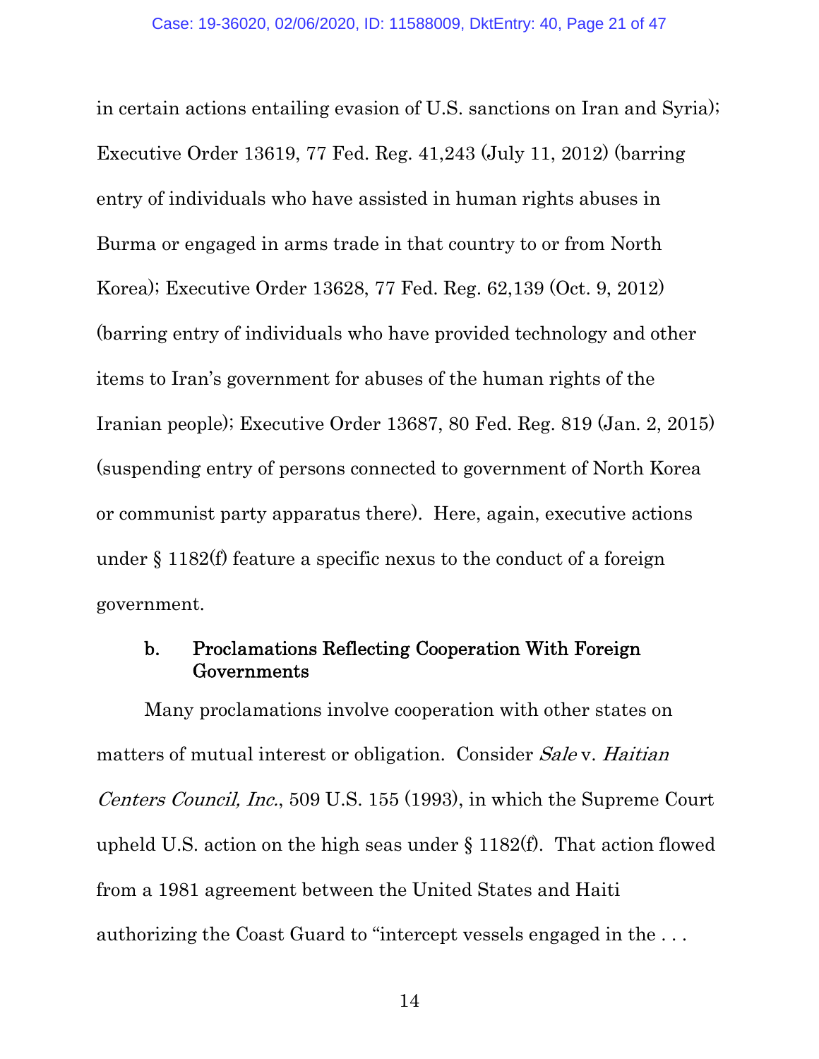in certain actions entailing evasion of U.S. sanctions on Iran and Syria); Executive Order 13619, 77 Fed. Reg. 41,243 (July 11, 2012) (barring entry of individuals who have assisted in human rights abuses in Burma or engaged in arms trade in that country to or from North Korea); Executive Order 13628, 77 Fed. Reg. 62,139 (Oct. 9, 2012) (barring entry of individuals who have provided technology and other items to Iran's government for abuses of the human rights of the Iranian people); Executive Order 13687, 80 Fed. Reg. 819 (Jan. 2, 2015) (suspending entry of persons connected to government of North Korea or communist party apparatus there). Here, again, executive actions under § 1182(f) feature a specific nexus to the conduct of a foreign government.

#### b. Proclamations Reflecting Cooperation With Foreign Governments

Many proclamations involve cooperation with other states on matters of mutual interest or obligation. Consider *Sale* v. *Haitian Centers Council, Inc.*, 509 U.S. 155 (1993), in which the Supreme Court upheld U.S. action on the high seas under § 1182(f). That action flowed from a 1981 agreement between the United States and Haiti authorizing the Coast Guard to "intercept vessels engaged in the . . .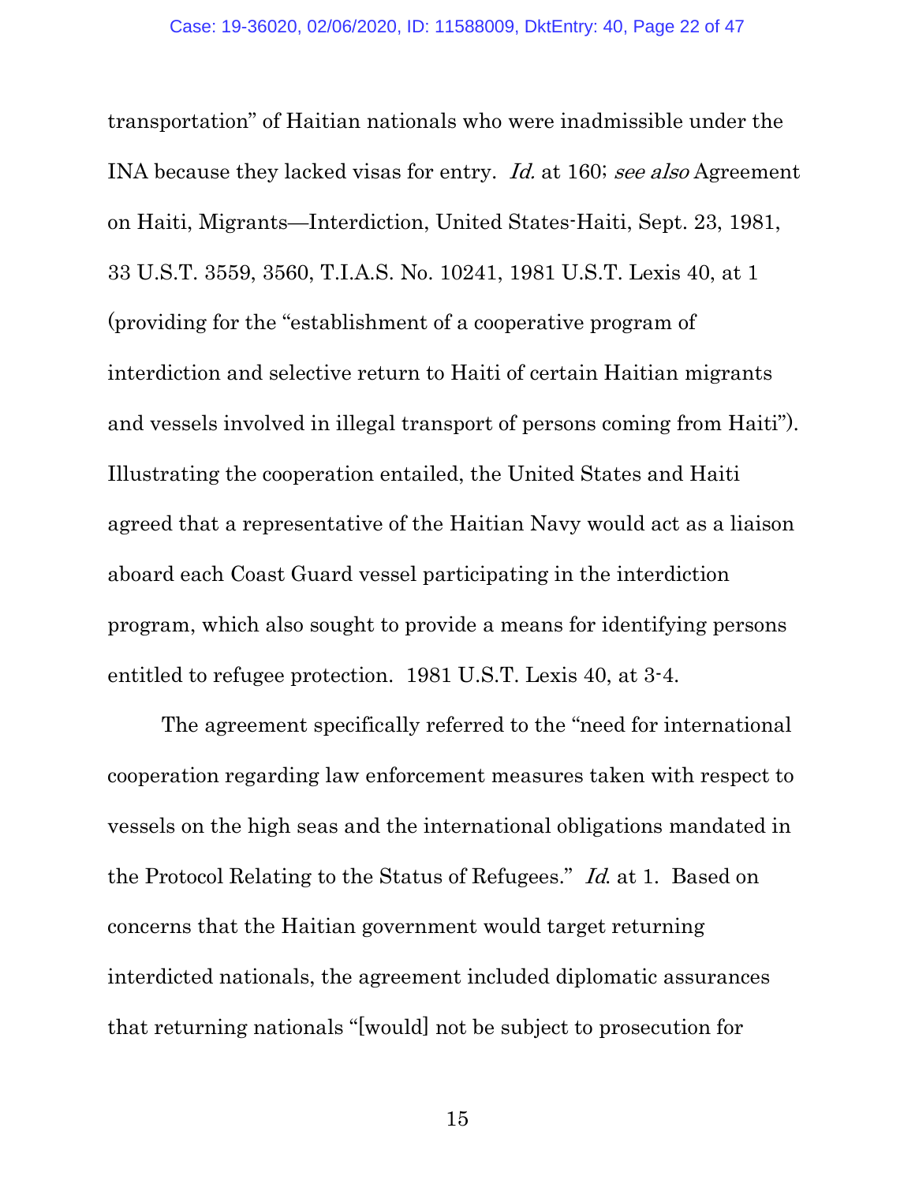transportation" of Haitian nationals who were inadmissible under the INA because they lacked visas for entry. *Id.* at 160; *see also* Agreement on Haiti, Migrants—Interdiction, United States-Haiti, Sept. 23, 1981, 33 U.S.T. 3559, 3560, T.I.A.S. No. 10241, 1981 U.S.T. Lexis 40, at 1 (providing for the "establishment of a cooperative program of interdiction and selective return to Haiti of certain Haitian migrants and vessels involved in illegal transport of persons coming from Haiti"). Illustrating the cooperation entailed, the United States and Haiti agreed that a representative of the Haitian Navy would act as a liaison aboard each Coast Guard vessel participating in the interdiction program, which also sought to provide a means for identifying persons entitled to refugee protection. 1981 U.S.T. Lexis 40, at 3-4.

The agreement specifically referred to the "need for international cooperation regarding law enforcement measures taken with respect to vessels on the high seas and the international obligations mandated in the Protocol Relating to the Status of Refugees." *Id.* at 1. Based on concerns that the Haitian government would target returning interdicted nationals, the agreement included diplomatic assurances that returning nationals "[would] not be subject to prosecution for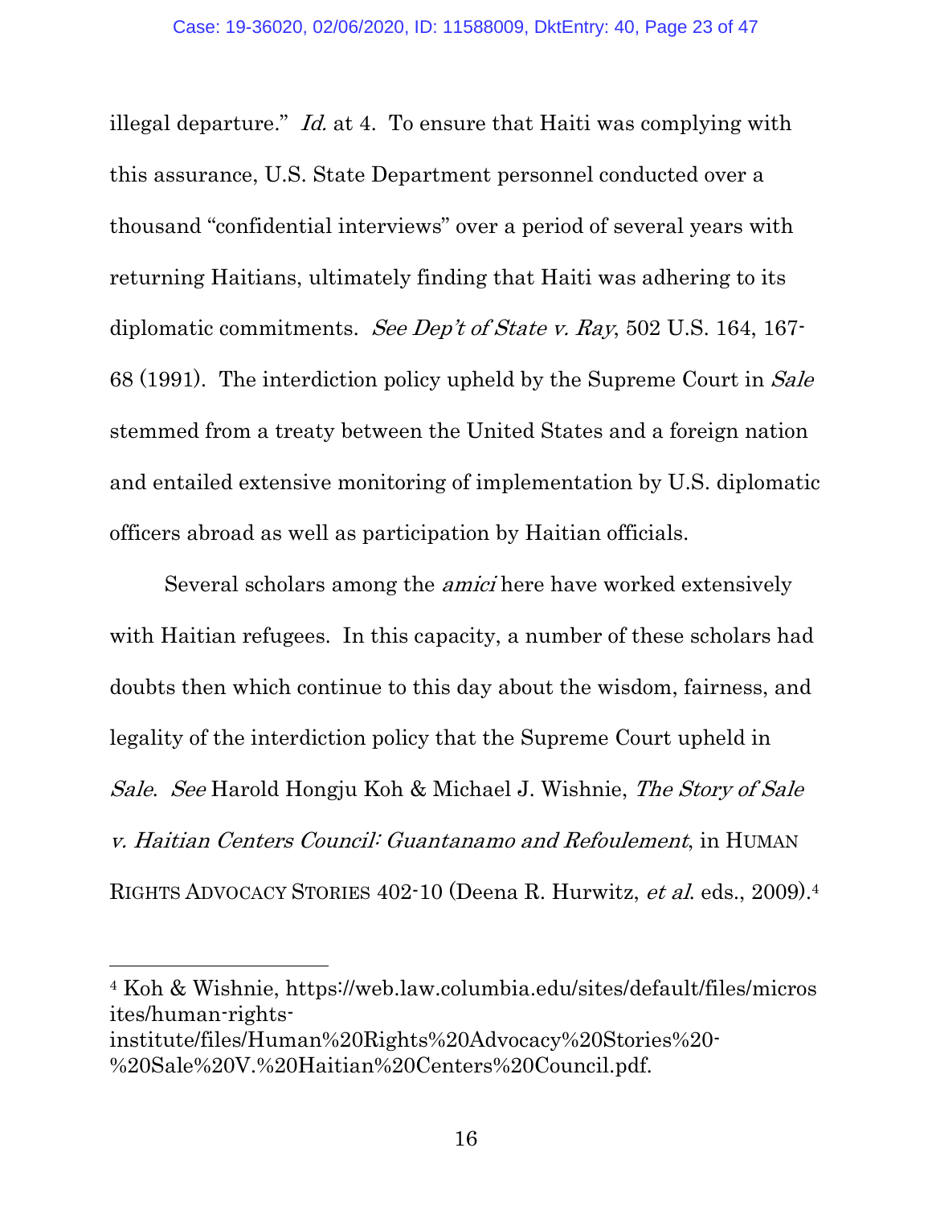illegal departure." *Id.* at 4. To ensure that Haiti was complying with this assurance, U.S. State Department personnel conducted over a thousand "confidential interviews" over a period of several years with returning Haitians, ultimately finding that Haiti was adhering to its diplomatic commitments. *See Dep't of State v. Ray*, 502 U.S. 164, 167-68 (1991). The interdiction policy upheld by the Supreme Court in *Sale* stemmed from a treaty between the United States and a foreign nation and entailed extensive monitoring of implementation by U.S. diplomatic officers abroad as well as participation by Haitian officials.

Several scholars among the *amici* here have worked extensively with Haitian refugees. In this capacity, a number of these scholars had doubts then which continue to this day about the wisdom, fairness, and legality of the interdiction policy that the Supreme Court upheld in *Sale*. *See* Harold Hongju Koh & Michael J. Wishnie, *The Story of Sale v. Haitian Centers Council: Guantanamo and Refoulement*, in HUMAN RIGHTS ADVOCACY STORIES 402-10 (Deena R. Hurwitz, *et al.* eds., 2009).[4]

---

[4] Koh & Wishnie, https://web.law.columbia.edu/sites/default/files/microsites/human-rights-institute/files/Human%20Rights%20Advocacy%20Stories%20-%20Sale%20V.%20Haitian%20Centers%20Council.pdf.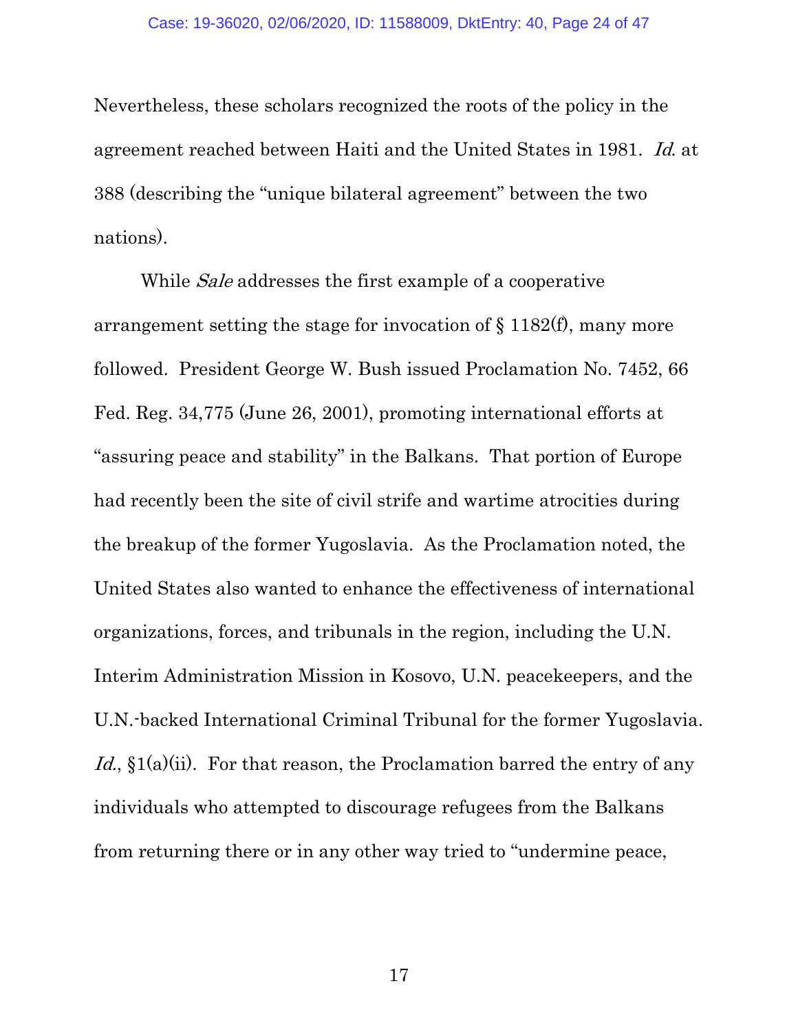Nevertheless, these scholars recognized the roots of the policy in the agreement reached between Haiti and the United States in 1981. *Id.* at 388 (describing the "unique bilateral agreement" between the two nations).

While *Sale* addresses the first example of a cooperative arrangement setting the stage for invocation of § 1182(f), many more followed. President George W. Bush issued Proclamation No. 7452, 66 Fed. Reg. 34,775 (June 26, 2001), promoting international efforts at "assuring peace and stability" in the Balkans. That portion of Europe had recently been the site of civil strife and wartime atrocities during the breakup of the former Yugoslavia. As the Proclamation noted, the United States also wanted to enhance the effectiveness of international organizations, forces, and tribunals in the region, including the U.N. Interim Administration Mission in Kosovo, U.N. peacekeepers, and the U.N.-backed International Criminal Tribunal for the former Yugoslavia. *Id.*, §1(a)(ii). For that reason, the Proclamation barred the entry of any individuals who attempted to discourage refugees from the Balkans from returning there or in any other way tried to "undermine peace,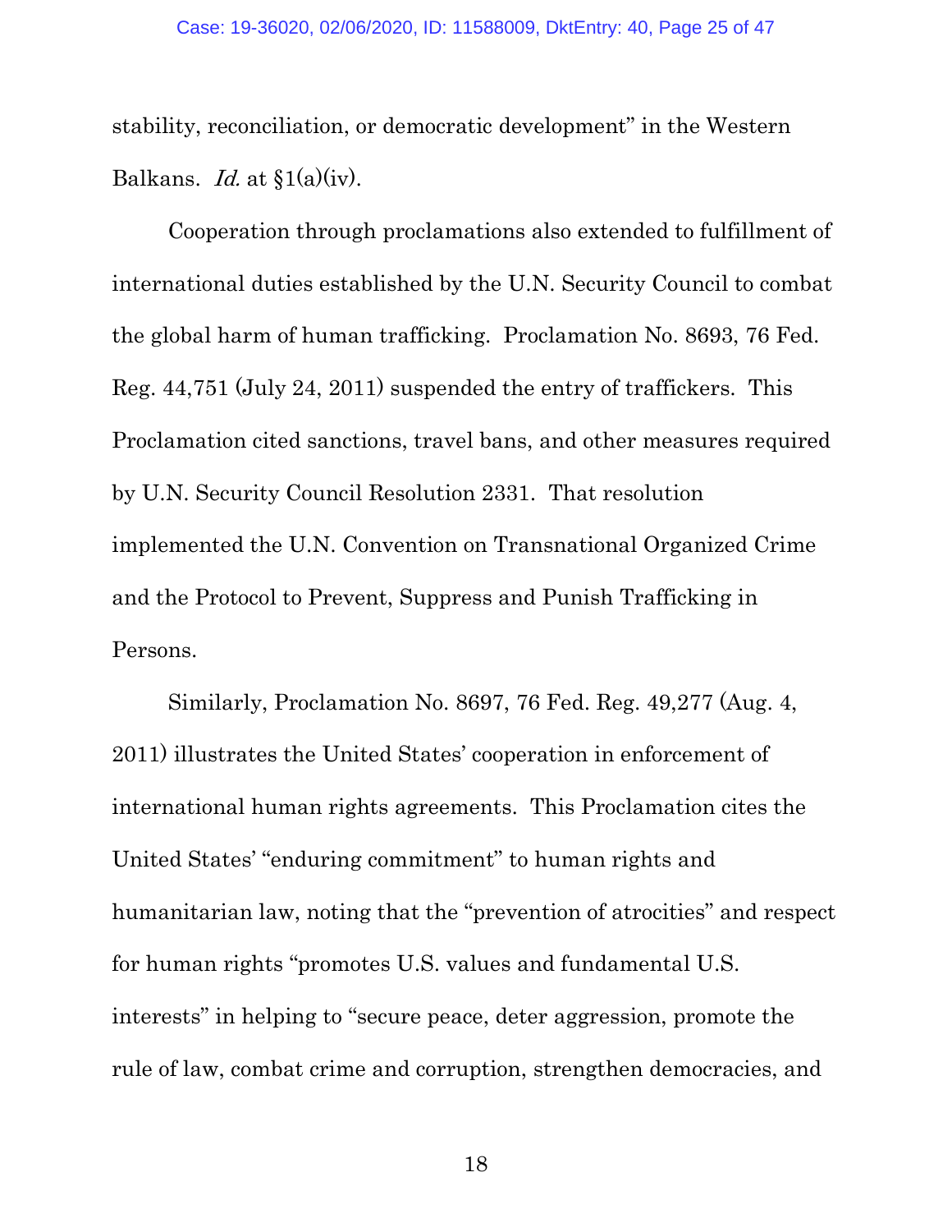stability, reconciliation, or democratic development" in the Western Balkans. *Id.* at §1(a)(iv).

Cooperation through proclamations also extended to fulfillment of international duties established by the U.N. Security Council to combat the global harm of human trafficking. Proclamation No. 8693, 76 Fed. Reg. 44,751 (July 24, 2011) suspended the entry of traffickers. This Proclamation cited sanctions, travel bans, and other measures required by U.N. Security Council Resolution 2331. That resolution implemented the U.N. Convention on Transnational Organized Crime and the Protocol to Prevent, Suppress and Punish Trafficking in Persons.

Similarly, Proclamation No. 8697, 76 Fed. Reg. 49,277 (Aug. 4, 2011) illustrates the United States' cooperation in enforcement of international human rights agreements. This Proclamation cites the United States' "enduring commitment" to human rights and humanitarian law, noting that the "prevention of atrocities" and respect for human rights "promotes U.S. values and fundamental U.S. interests" in helping to "secure peace, deter aggression, promote the rule of law, combat crime and corruption, strengthen democracies, and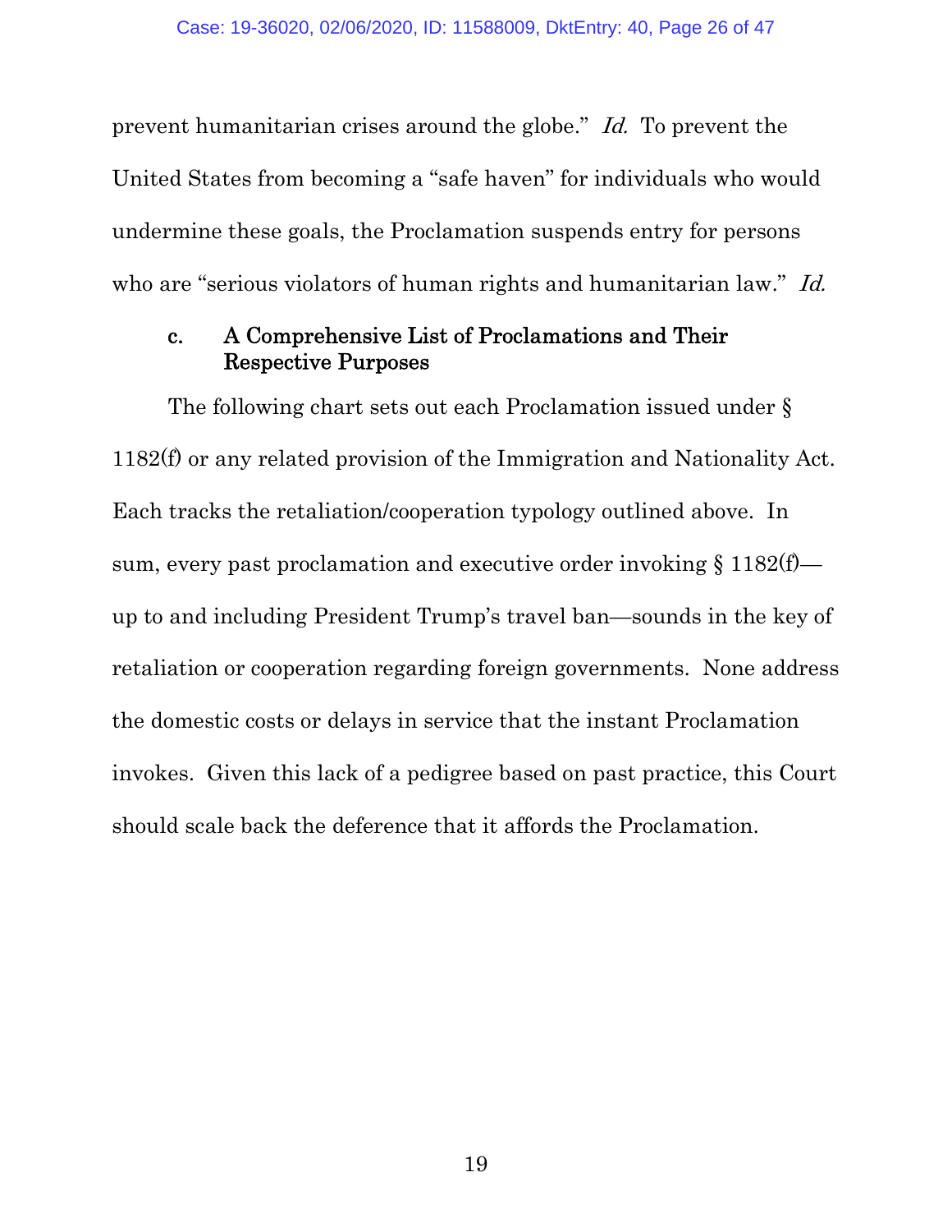prevent humanitarian crises around the globe." *Id.* To prevent the United States from becoming a "safe haven" for individuals who would undermine these goals, the Proclamation suspends entry for persons who are "serious violators of human rights and humanitarian law." *Id.*

### c. A Comprehensive List of Proclamations and Their Respective Purposes

The following chart sets out each Proclamation issued under § 1182(f) or any related provision of the Immigration and Nationality Act. Each tracks the retaliation/cooperation typology outlined above. In sum, every past proclamation and executive order invoking § 1182(f)—up to and including President Trump's travel ban—sounds in the key of retaliation or cooperation regarding foreign governments. None address the domestic costs or delays in service that the instant Proclamation invokes. Given this lack of a pedigree based on past practice, this Court should scale back the deference that it affords the Proclamation.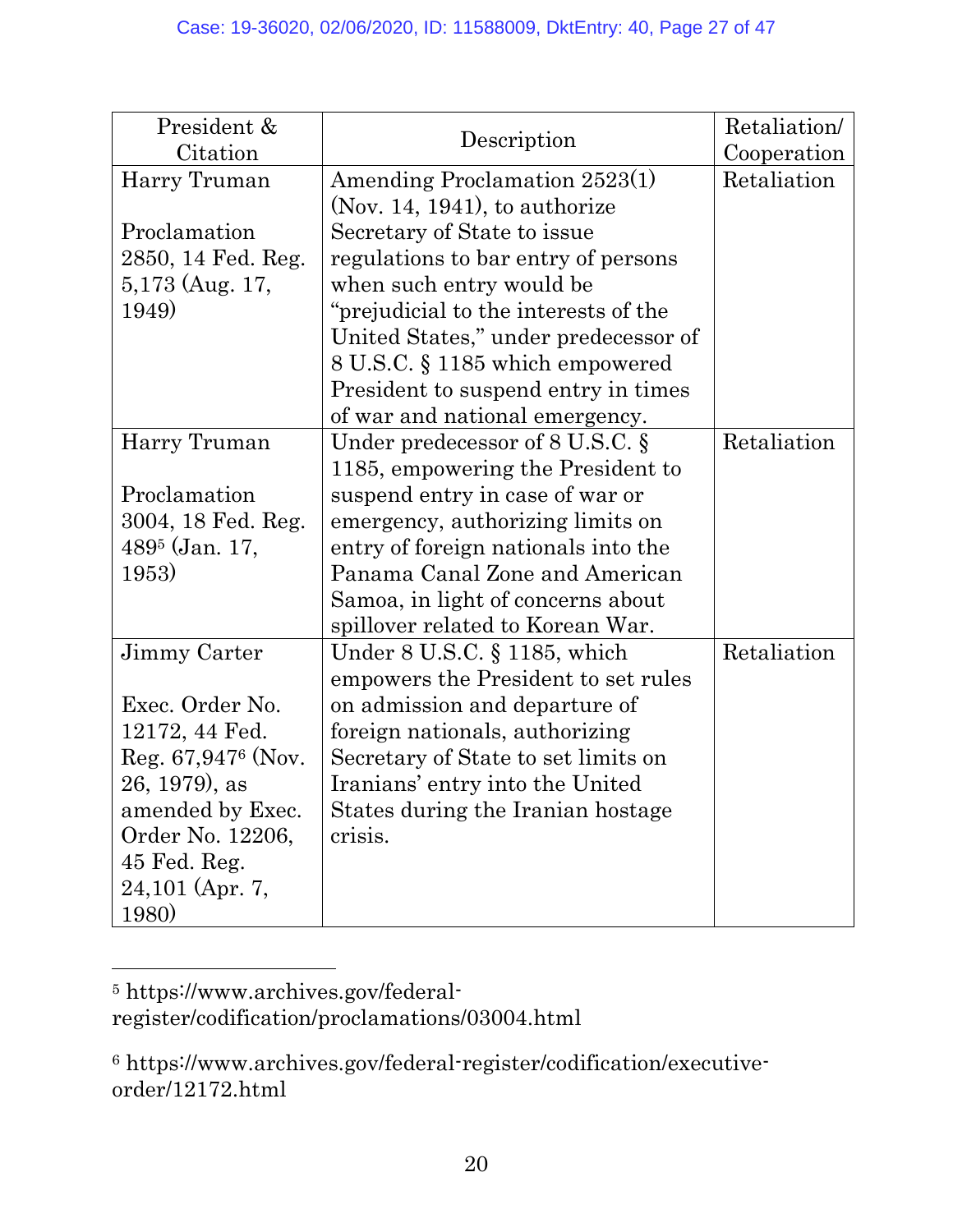| President & Citation | Description | Retaliation/ Cooperation |
|---|---|---|
| Harry Truman<br><br>Proclamation 2850, 14 Fed. Reg. 5,173 (Aug. 17, 1949) | Amending Proclamation 2523(1) (Nov. 14, 1941), to authorize Secretary of State to issue regulations to bar entry of persons when such entry would be "prejudicial to the interests of the United States," under predecessor of 8 U.S.C. § 1185 which empowered President to suspend entry in times of war and national emergency. | Retaliation |
| Harry Truman<br><br>Proclamation 3004, 18 Fed. Reg. 489[5] (Jan. 17, 1953) | Under predecessor of 8 U.S.C. § 1185, empowering the President to suspend entry in case of war or emergency, authorizing limits on entry of foreign nationals into the Panama Canal Zone and American Samoa, in light of concerns about spillover related to Korean War. | Retaliation |
| Jimmy Carter<br><br>Exec. Order No. 12172, 44 Fed. Reg. 67,947[6] (Nov. 26, 1979), as amended by Exec. Order No. 12206, 45 Fed. Reg. 24,101 (Apr. 7, 1980) | Under 8 U.S.C. § 1185, which empowers the President to set rules on admission and departure of foreign nationals, authorizing Secretary of State to set limits on Iranians' entry into the United States during the Iranian hostage crisis. | Retaliation |

[5] https://www.archives.gov/federal-register/codification/proclamations/03004.html

[6] https://www.archives.gov/federal-register/codification/executive-order/12172.html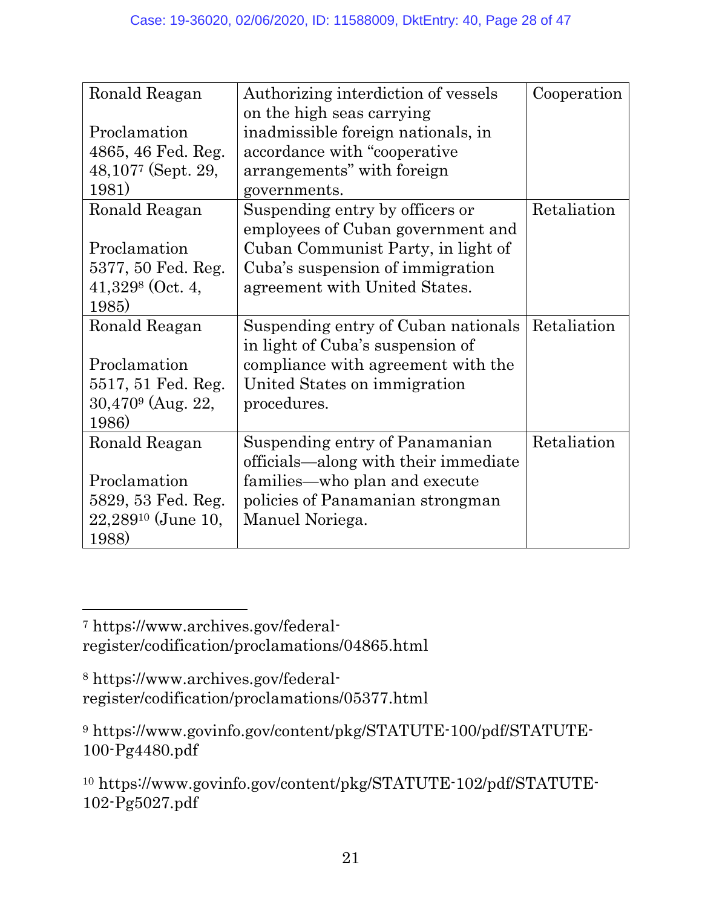| Ronald Reagan<br><br>Proclamation 4865, 46 Fed. Reg. 48,107[7] (Sept. 29, 1981) | Authorizing interdiction of vessels on the high seas carrying inadmissible foreign nationals, in accordance with "cooperative arrangements" with foreign governments. | Cooperation |
|---|---|---|
| Ronald Reagan<br><br>Proclamation 5377, 50 Fed. Reg. 41,329[8] (Oct. 4, 1985) | Suspending entry by officers or employees of Cuban government and Cuban Communist Party, in light of Cuba's suspension of immigration agreement with United States. | Retaliation |
| Ronald Reagan<br><br>Proclamation 5517, 51 Fed. Reg. 30,470[9] (Aug. 22, 1986) | Suspending entry of Cuban nationals in light of Cuba's suspension of compliance with agreement with the United States on immigration procedures. | Retaliation |
| Ronald Reagan<br><br>Proclamation 5829, 53 Fed. Reg. 22,289[10] (June 10, 1988) | Suspending entry of Panamanian officials—along with their immediate families—who plan and execute policies of Panamanian strongman Manuel Noriega. | Retaliation |

[7] https://www.archives.gov/federal-register/codification/proclamations/04865.html

[8] https://www.archives.gov/federal-register/codification/proclamations/05377.html

[9] https://www.govinfo.gov/content/pkg/STATUTE-100/pdf/STATUTE-100-Pg4480.pdf

[10] https://www.govinfo.gov/content/pkg/STATUTE-102/pdf/STATUTE-102-Pg5027.pdf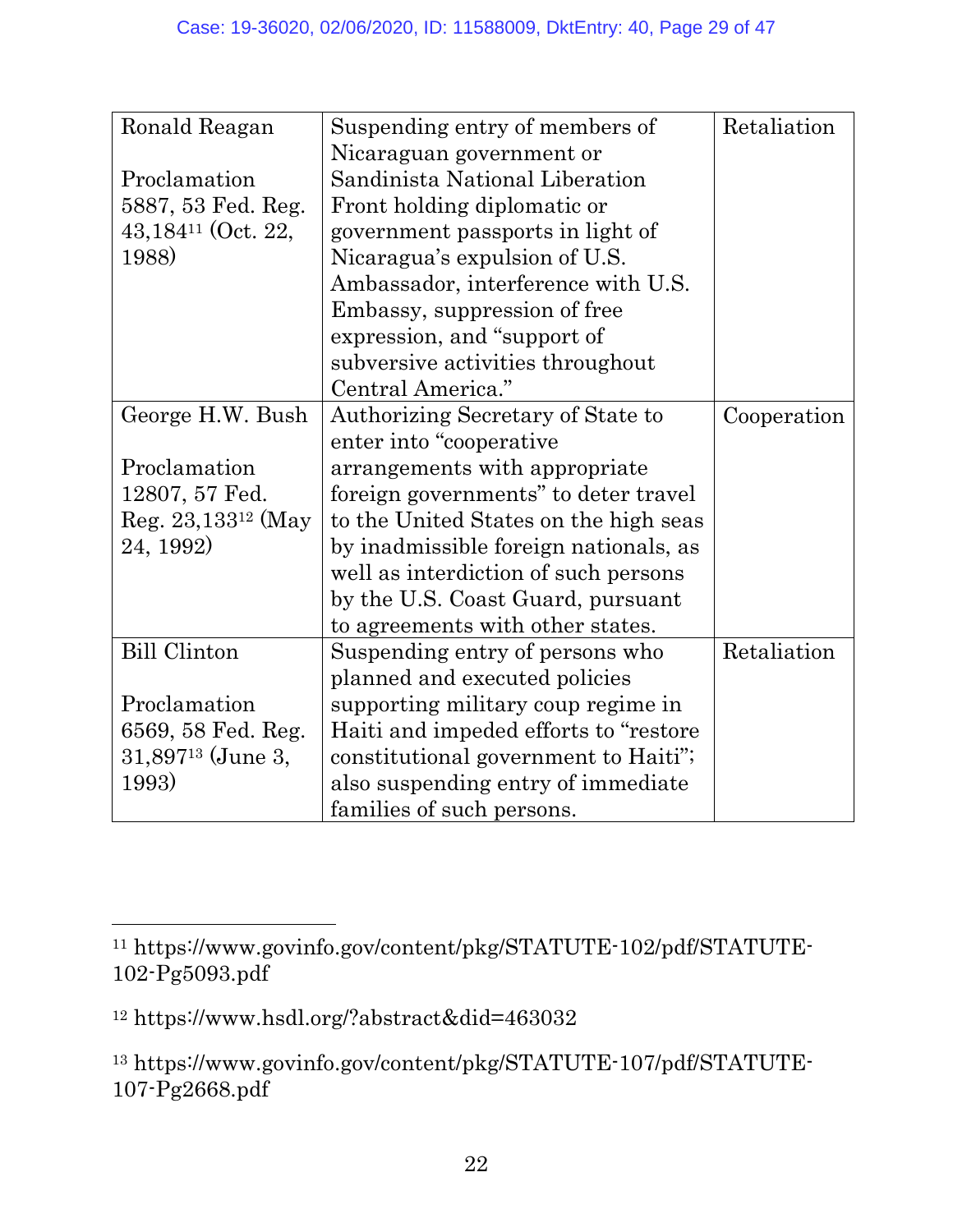| Ronald Reagan<br><br>Proclamation 5887, 53 Fed. Reg. 43,184[11] (Oct. 22, 1988) | Suspending entry of members of Nicaraguan government or Sandinista National Liberation Front holding diplomatic or government passports in light of Nicaragua's expulsion of U.S. Ambassador, interference with U.S. Embassy, suppression of free expression, and "support of subversive activities throughout Central America." | Retaliation |
|---|---|---|
| George H.W. Bush<br><br>Proclamation 12807, 57 Fed. Reg. 23,133[12] (May 24, 1992) | Authorizing Secretary of State to enter into "cooperative arrangements with appropriate foreign governments" to deter travel to the United States on the high seas by inadmissible foreign nationals, as well as interdiction of such persons by the U.S. Coast Guard, pursuant to agreements with other states. | Cooperation |
| Bill Clinton<br><br>Proclamation 6569, 58 Fed. Reg. 31,897[13] (June 3, 1993) | Suspending entry of persons who planned and executed policies supporting military coup regime in Haiti and impeded efforts to "restore constitutional government to Haiti"; also suspending entry of immediate families of such persons. | Retaliation |

---

[11] https://www.govinfo.gov/content/pkg/STATUTE-102/pdf/STATUTE-102-Pg5093.pdf

[12] https://www.hsdl.org/?abstract&did=463032

[13] https://www.govinfo.gov/content/pkg/STATUTE-107/pdf/STATUTE-107-Pg2668.pdf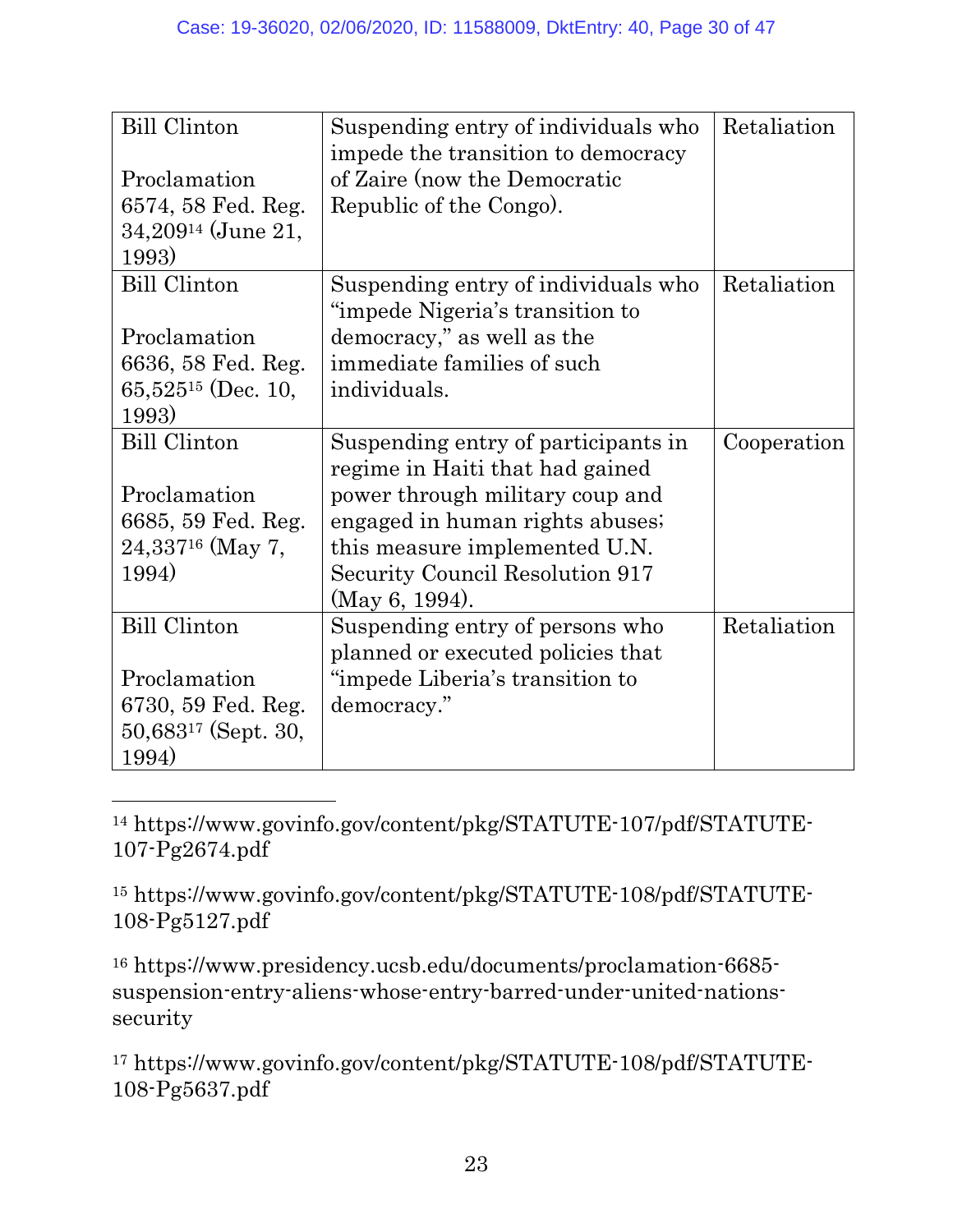| Bill Clinton<br><br>Proclamation 6574, 58 Fed. Reg. 34,209[14] (June 21, 1993) | Suspending entry of individuals who impede the transition to democracy of Zaire (now the Democratic Republic of the Congo). | Retaliation |
|---|---|---|
| Bill Clinton<br><br>Proclamation 6636, 58 Fed. Reg. 65,525[15] (Dec. 10, 1993) | Suspending entry of individuals who "impede Nigeria's transition to democracy," as well as the immediate families of such individuals. | Retaliation |
| Bill Clinton<br><br>Proclamation 6685, 59 Fed. Reg. 24,337[16] (May 7, 1994) | Suspending entry of participants in regime in Haiti that had gained power through military coup and engaged in human rights abuses; this measure implemented U.N. Security Council Resolution 917 (May 6, 1994). | Cooperation |
| Bill Clinton<br><br>Proclamation 6730, 59 Fed. Reg. 50,683[17] (Sept. 30, 1994) | Suspending entry of persons who planned or executed policies that "impede Liberia's transition to democracy." | Retaliation |

---

[14] https://www.govinfo.gov/content/pkg/STATUTE-107/pdf/STATUTE-107-Pg2674.pdf

[15] https://www.govinfo.gov/content/pkg/STATUTE-108/pdf/STATUTE-108-Pg5127.pdf

[16] https://www.presidency.ucsb.edu/documents/proclamation-6685-suspension-entry-aliens-whose-entry-barred-under-united-nations-security

[17] https://www.govinfo.gov/content/pkg/STATUTE-108/pdf/STATUTE-108-Pg5637.pdf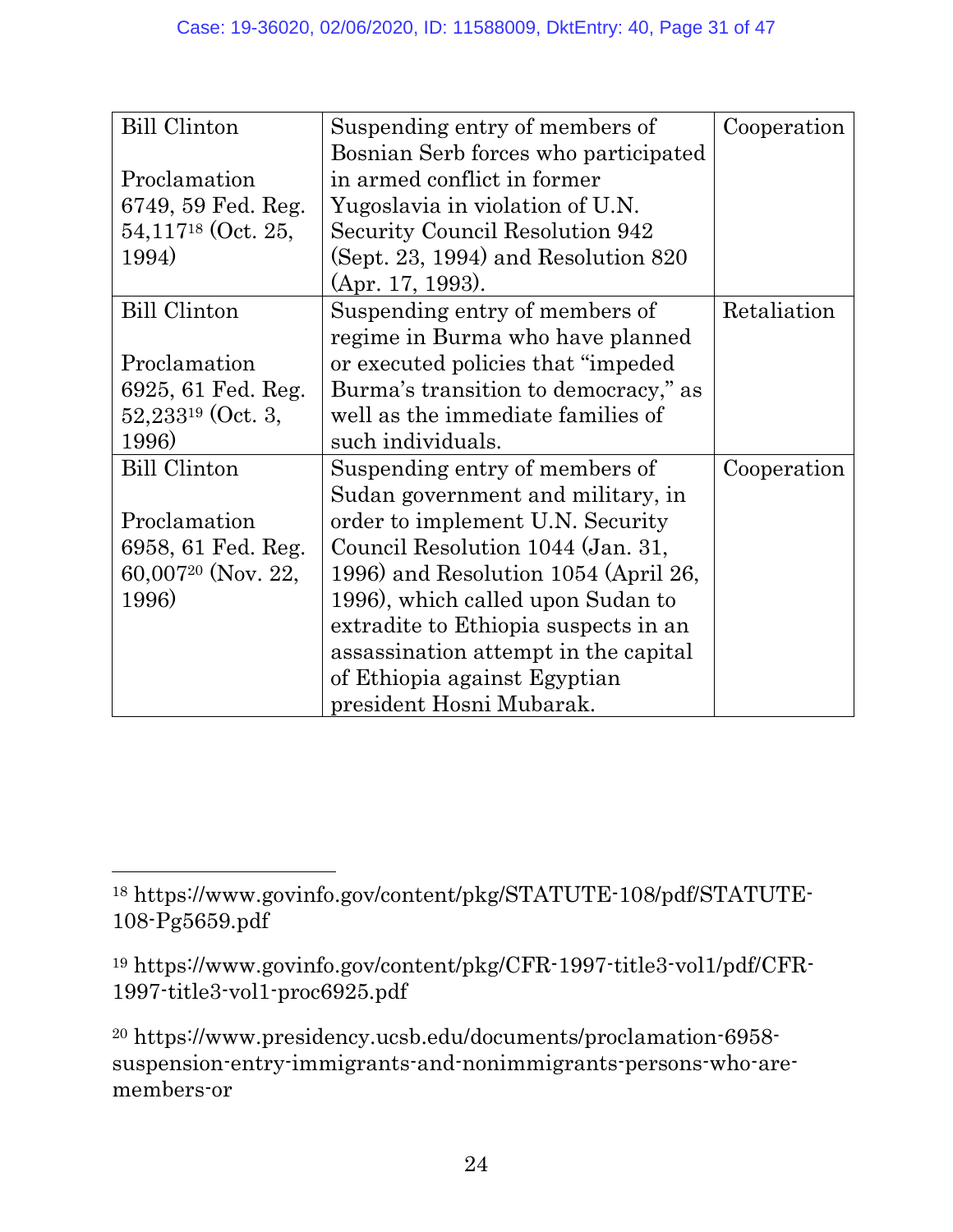| Bill Clinton<br><br>Proclamation 6749, 59 Fed. Reg. 54,117[18] (Oct. 25, 1994) | Suspending entry of members of Bosnian Serb forces who participated in armed conflict in former Yugoslavia in violation of U.N. Security Council Resolution 942 (Sept. 23, 1994) and Resolution 820 (Apr. 17, 1993). | Cooperation |
|---|---|---|
| Bill Clinton<br><br>Proclamation 6925, 61 Fed. Reg. 52,233[19] (Oct. 3, 1996) | Suspending entry of members of regime in Burma who have planned or executed policies that "impeded Burma's transition to democracy," as well as the immediate families of such individuals. | Retaliation |
| Bill Clinton<br><br>Proclamation 6958, 61 Fed. Reg. 60,007[20] (Nov. 22, 1996) | Suspending entry of members of Sudan government and military, in order to implement U.N. Security Council Resolution 1044 (Jan. 31, 1996) and Resolution 1054 (April 26, 1996), which called upon Sudan to extradite to Ethiopia suspects in an assassination attempt in the capital of Ethiopia against Egyptian president Hosni Mubarak. | Cooperation |

---

[18] https://www.govinfo.gov/content/pkg/STATUTE-108/pdf/STATUTE-108-Pg5659.pdf

[19] https://www.govinfo.gov/content/pkg/CFR-1997-title3-vol1/pdf/CFR-1997-title3-vol1-proc6925.pdf

[20] https://www.presidency.ucsb.edu/documents/proclamation-6958-suspension-entry-immigrants-and-nonimmigrants-persons-who-are-members-or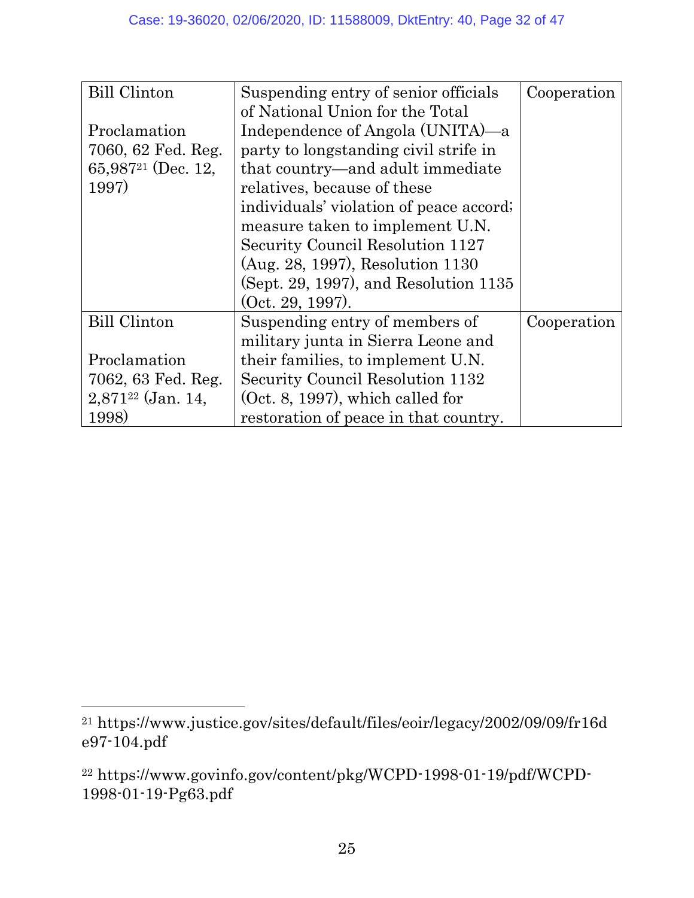| | | |
|---|---|---|
| Bill Clinton<br><br>Proclamation 7060, 62 Fed. Reg. 65,987[21] (Dec. 12, 1997) | Suspending entry of senior officials of National Union for the Total Independence of Angola (UNITA)—a party to longstanding civil strife in that country—and adult immediate relatives, because of these individuals' violation of peace accord; measure taken to implement U.N. Security Council Resolution 1127 (Aug. 28, 1997), Resolution 1130 (Sept. 29, 1997), and Resolution 1135 (Oct. 29, 1997). | Cooperation |
| Bill Clinton<br><br>Proclamation 7062, 63 Fed. Reg. 2,871[22] (Jan. 14, 1998) | Suspending entry of members of military junta in Sierra Leone and their families, to implement U.N. Security Council Resolution 1132 (Oct. 8, 1997), which called for restoration of peace in that country. | Cooperation |

[21] https://www.justice.gov/sites/default/files/eoir/legacy/2002/09/09/fr16de97-104.pdf

[22] https://www.govinfo.gov/content/pkg/WCPD-1998-01-19/pdf/WCPD-1998-01-19-Pg63.pdf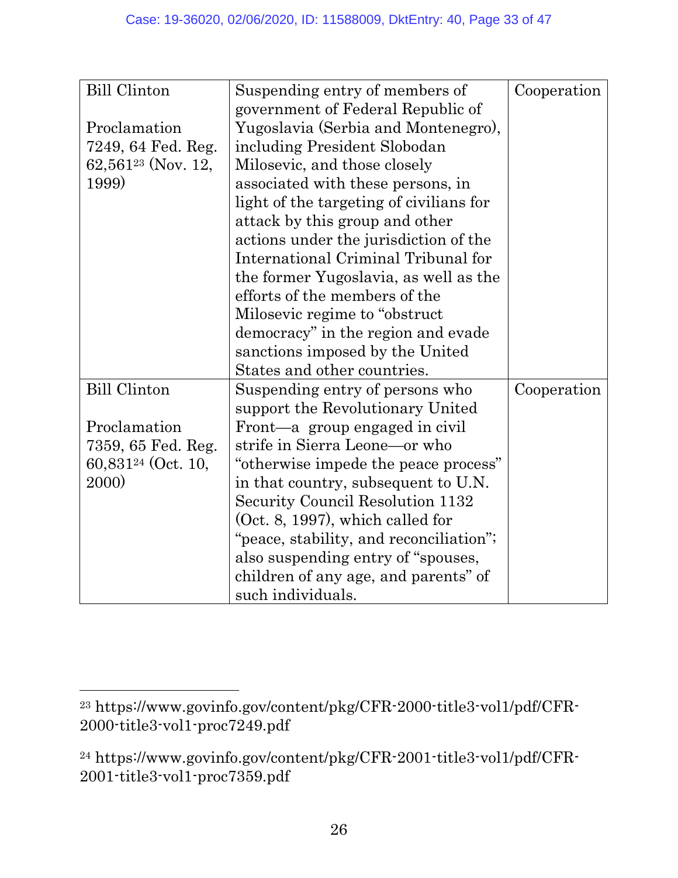| | | |
|---|---|---|
| Bill Clinton<br><br>Proclamation 7249, 64 Fed. Reg. 62,561[23] (Nov. 12, 1999) | Suspending entry of members of government of Federal Republic of Yugoslavia (Serbia and Montenegro), including President Slobodan Milosevic, and those closely associated with these persons, in light of the targeting of civilians for attack by this group and other actions under the jurisdiction of the International Criminal Tribunal for the former Yugoslavia, as well as the efforts of the members of the Milosevic regime to "obstruct democracy" in the region and evade sanctions imposed by the United States and other countries. | Cooperation |
| Bill Clinton<br><br>Proclamation 7359, 65 Fed. Reg. 60,831[24] (Oct. 10, 2000) | Suspending entry of persons who support the Revolutionary United Front—a group engaged in civil strife in Sierra Leone—or who "otherwise impede the peace process" in that country, subsequent to U.N. Security Council Resolution 1132 (Oct. 8, 1997), which called for "peace, stability, and reconciliation"; also suspending entry of "spouses, children of any age, and parents" of such individuals. | Cooperation |

[23] https://www.govinfo.gov/content/pkg/CFR-2000-title3-vol1/pdf/CFR-2000-title3-vol1-proc7249.pdf

[24] https://www.govinfo.gov/content/pkg/CFR-2001-title3-vol1/pdf/CFR-2001-title3-vol1-proc7359.pdf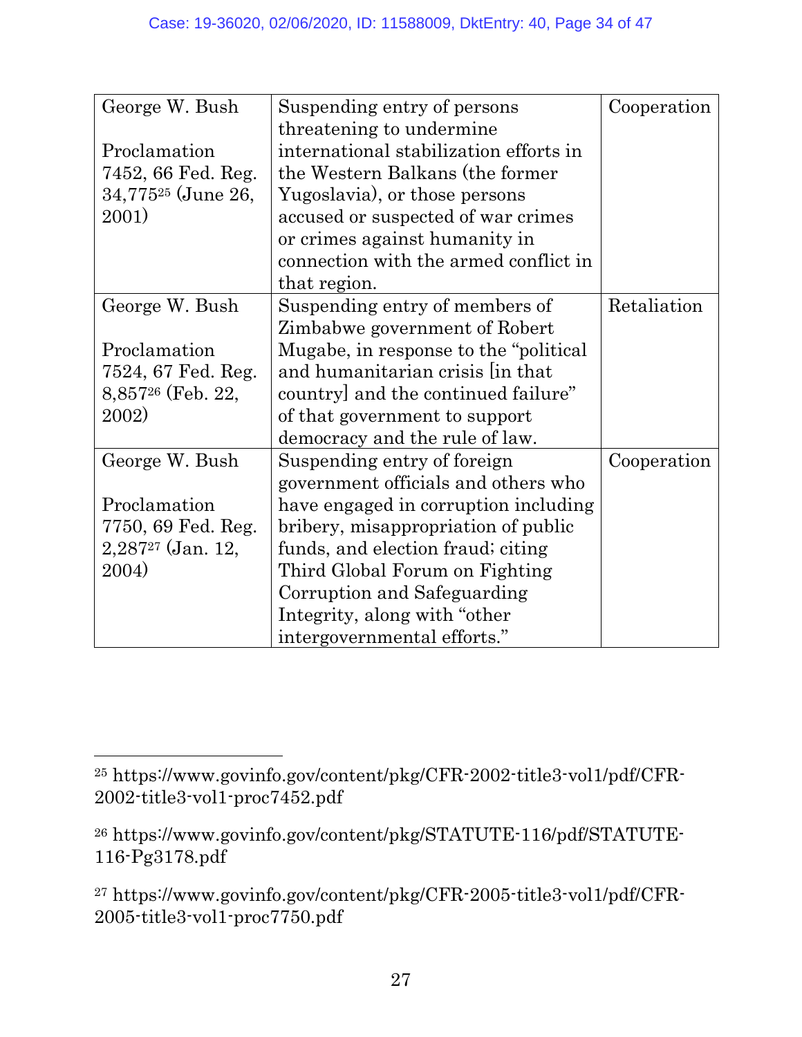| George W. Bush<br><br>Proclamation 7452, 66 Fed. Reg. 34,775[25] (June 26, 2001) | Suspending entry of persons threatening to undermine international stabilization efforts in the Western Balkans (the former Yugoslavia), or those persons accused or suspected of war crimes or crimes against humanity in connection with the armed conflict in that region. | Cooperation |
|---|---|---|
| George W. Bush<br><br>Proclamation 7524, 67 Fed. Reg. 8,857[26] (Feb. 22, 2002) | Suspending entry of members of Zimbabwe government of Robert Mugabe, in response to the "political and humanitarian crisis [in that country] and the continued failure" of that government to support democracy and the rule of law. | Retaliation |
| George W. Bush<br><br>Proclamation 7750, 69 Fed. Reg. 2,287[27] (Jan. 12, 2004) | Suspending entry of foreign government officials and others who have engaged in corruption including bribery, misappropriation of public funds, and election fraud; citing Third Global Forum on Fighting Corruption and Safeguarding Integrity, along with "other intergovernmental efforts." | Cooperation |

---

[25] https://www.govinfo.gov/content/pkg/CFR-2002-title3-vol1/pdf/CFR-2002-title3-vol1-proc7452.pdf

[26] https://www.govinfo.gov/content/pkg/STATUTE-116/pdf/STATUTE-116-Pg3178.pdf

[27] https://www.govinfo.gov/content/pkg/CFR-2005-title3-vol1/pdf/CFR-2005-title3-vol1-proc7750.pdf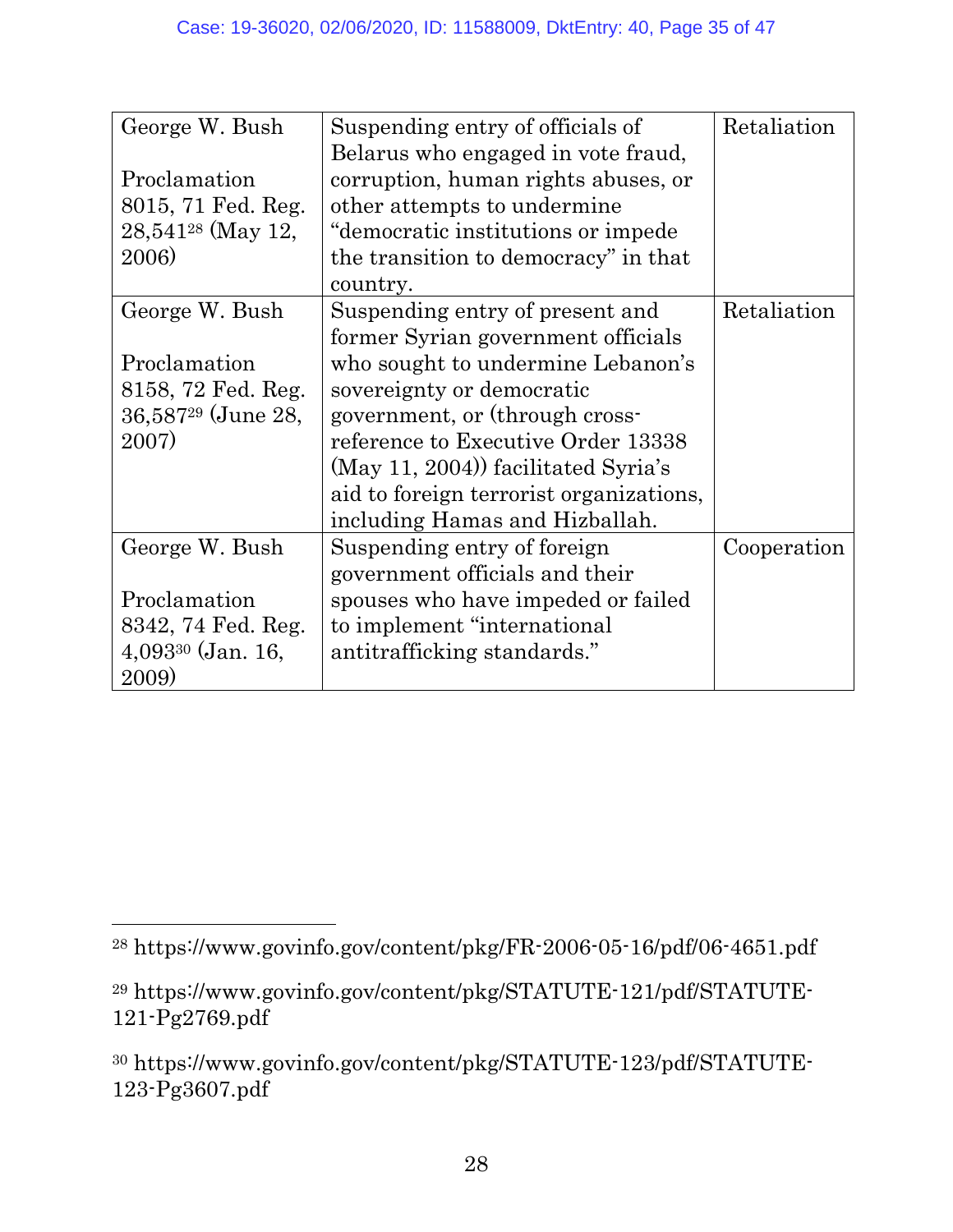| | | |
|---|---|---|
| George W. Bush<br><br>Proclamation 8015, 71 Fed. Reg. 28,541[28] (May 12, 2006) | Suspending entry of officials of Belarus who engaged in vote fraud, corruption, human rights abuses, or other attempts to undermine "democratic institutions or impede the transition to democracy" in that country. | Retaliation |
| George W. Bush<br><br>Proclamation 8158, 72 Fed. Reg. 36,587[29] (June 28, 2007) | Suspending entry of present and former Syrian government officials who sought to undermine Lebanon's sovereignty or democratic government, or (through cross-reference to Executive Order 13338 (May 11, 2004)) facilitated Syria's aid to foreign terrorist organizations, including Hamas and Hizballah. | Retaliation |
| George W. Bush<br><br>Proclamation 8342, 74 Fed. Reg. 4,093[30] (Jan. 16, 2009) | Suspending entry of foreign government officials and their spouses who have impeded or failed to implement "international antitrafficking standards." | Cooperation |

---

[28] https://www.govinfo.gov/content/pkg/FR-2006-05-16/pdf/06-4651.pdf

[29] https://www.govinfo.gov/content/pkg/STATUTE-121/pdf/STATUTE-121-Pg2769.pdf

[30] https://www.govinfo.gov/content/pkg/STATUTE-123/pdf/STATUTE-123-Pg3607.pdf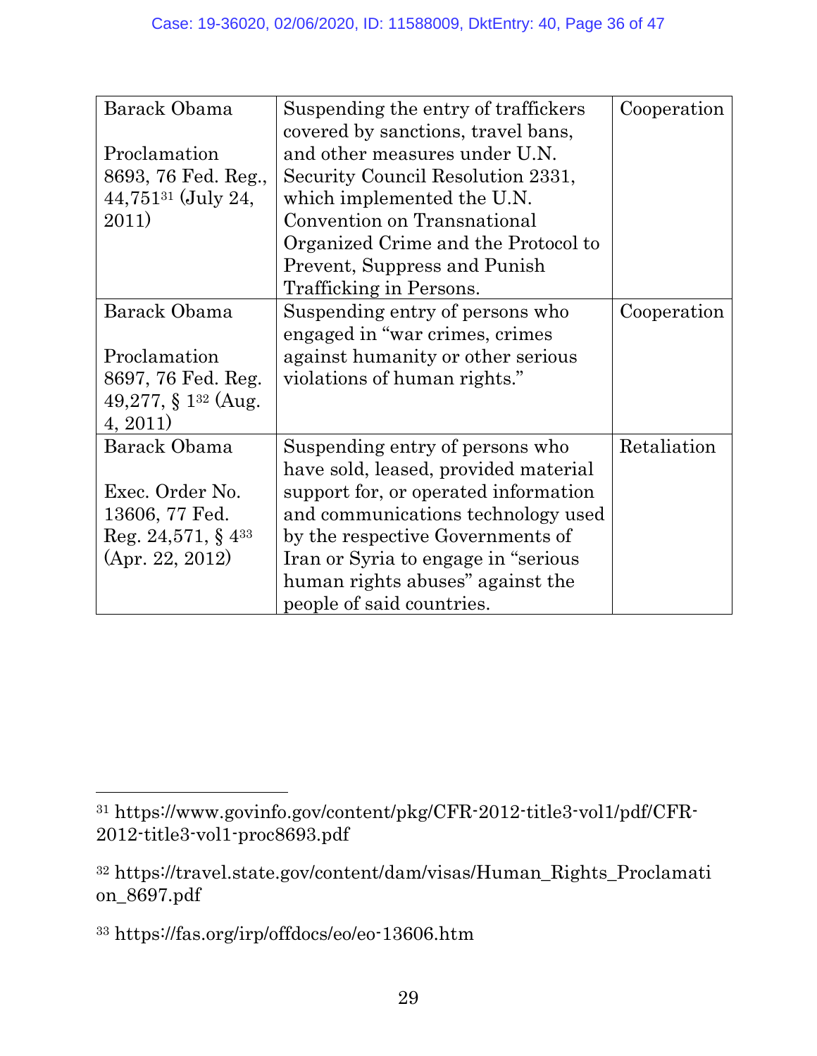| Barack Obama<br><br>Proclamation 8693, 76 Fed. Reg., 44,751[31] (July 24, 2011) | Suspending the entry of traffickers covered by sanctions, travel bans, and other measures under U.N. Security Council Resolution 2331, which implemented the U.N. Convention on Transnational Organized Crime and the Protocol to Prevent, Suppress and Punish Trafficking in Persons. | Cooperation |
|---|---|---|
| Barack Obama<br><br>Proclamation 8697, 76 Fed. Reg. 49,277, § 1[32] (Aug. 4, 2011) | Suspending entry of persons who engaged in "war crimes, crimes against humanity or other serious violations of human rights." | Cooperation |
| Barack Obama<br><br>Exec. Order No. 13606, 77 Fed. Reg. 24,571, § 4[33] (Apr. 22, 2012) | Suspending entry of persons who have sold, leased, provided material support for, or operated information and communications technology used by the respective Governments of Iran or Syria to engage in "serious human rights abuses" against the people of said countries. | Retaliation |

---

[31] https://www.govinfo.gov/content/pkg/CFR-2012-title3-vol1/pdf/CFR-2012-title3-vol1-proc8693.pdf

[32] https://travel.state.gov/content/dam/visas/Human_Rights_Proclamation_8697.pdf

[33] https://fas.org/irp/offdocs/eo/eo-13606.htm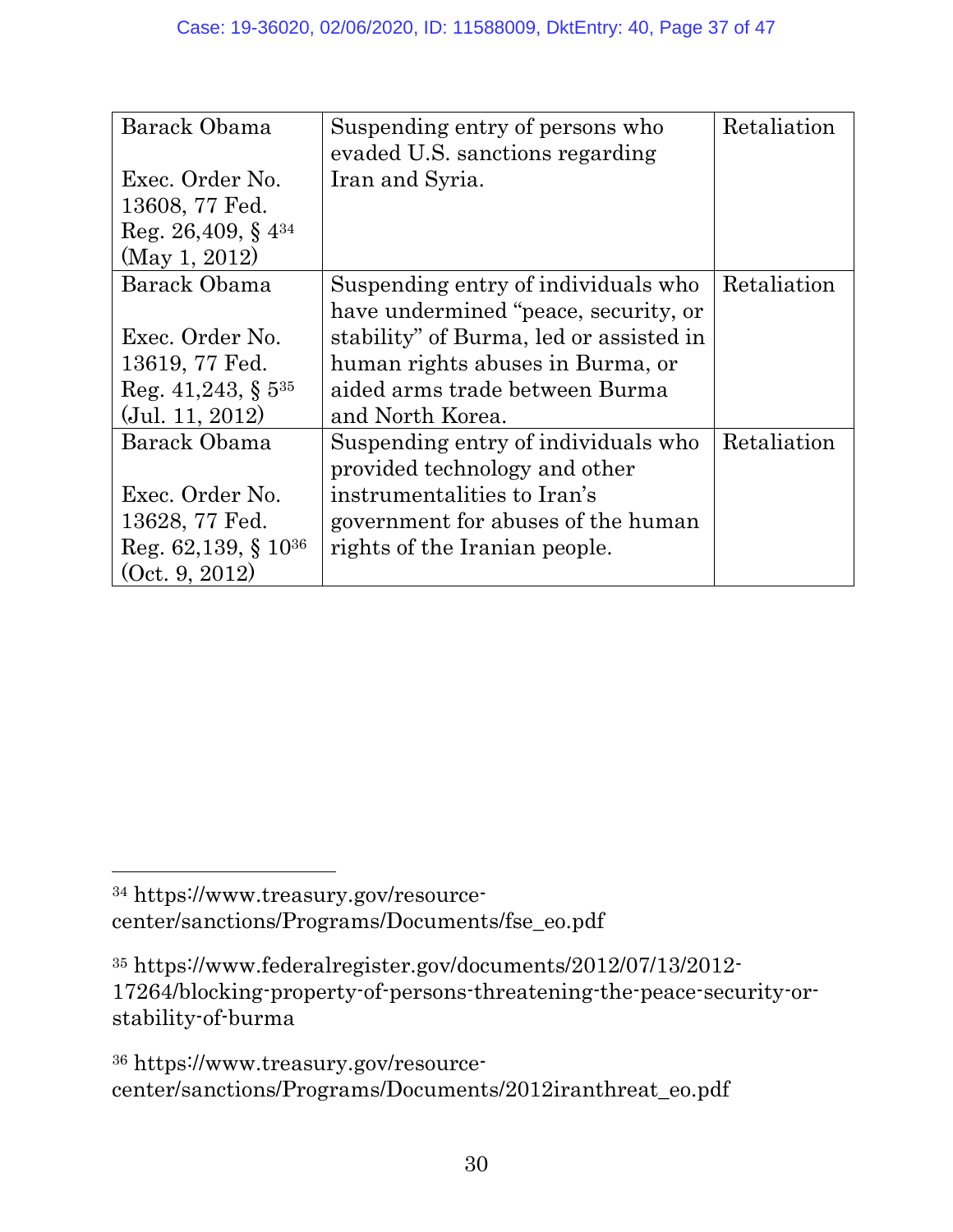| | | |
|---|---|---|
| Barack Obama<br><br>Exec. Order No. 13608, 77 Fed. Reg. 26,409, § 4[34] (May 1, 2012) | Suspending entry of persons who evaded U.S. sanctions regarding Iran and Syria. | Retaliation |
| Barack Obama<br><br>Exec. Order No. 13619, 77 Fed. Reg. 41,243, § 5[35] (Jul. 11, 2012) | Suspending entry of individuals who have undermined "peace, security, or stability" of Burma, led or assisted in human rights abuses in Burma, or aided arms trade between Burma and North Korea. | Retaliation |
| Barack Obama<br><br>Exec. Order No. 13628, 77 Fed. Reg. 62,139, § 10[36] (Oct. 9, 2012) | Suspending entry of individuals who provided technology and other instrumentalities to Iran's government for abuses of the human rights of the Iranian people. | Retaliation |

---

[34] https://www.treasury.gov/resource-center/sanctions/Programs/Documents/fse_eo.pdf

[35] https://www.federalregister.gov/documents/2012/07/13/2012-17264/blocking-property-of-persons-threatening-the-peace-security-or-stability-of-burma

[36] https://www.treasury.gov/resource-center/sanctions/Programs/Documents/2012iranthreat_eo.pdf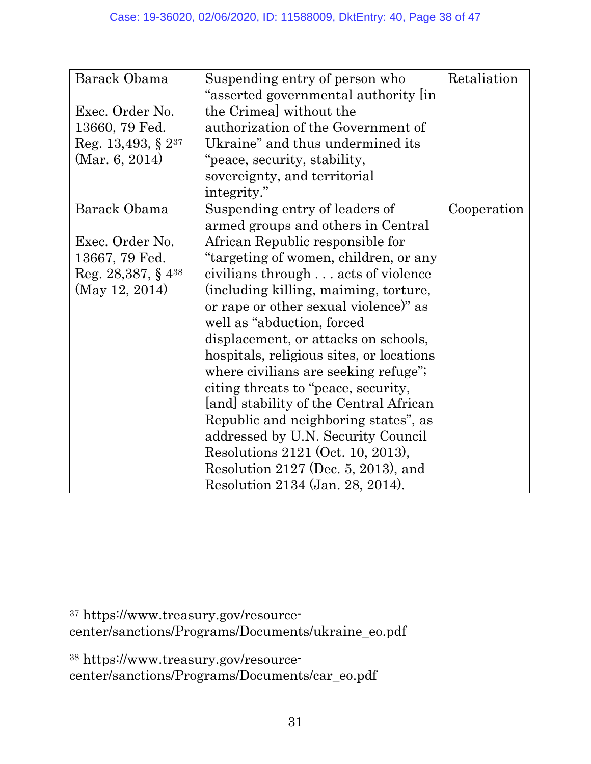| | | |
|---|---|---|
| Barack Obama<br><br>Exec. Order No. 13660, 79 Fed. Reg. 13,493, § 2[37] (Mar. 6, 2014) | Suspending entry of person who "asserted governmental authority [in the Crimea] without the authorization of the Government of Ukraine" and thus undermined its "peace, security, stability, sovereignty, and territorial integrity." | Retaliation |
| Barack Obama<br><br>Exec. Order No. 13667, 79 Fed. Reg. 28,387, § 4[38] (May 12, 2014) | Suspending entry of leaders of armed groups and others in Central African Republic responsible for "targeting of women, children, or any civilians through . . . acts of violence (including killing, maiming, torture, or rape or other sexual violence)" as well as "abduction, forced displacement, or attacks on schools, hospitals, religious sites, or locations where civilians are seeking refuge"; citing threats to "peace, security, [and] stability of the Central African Republic and neighboring states", as addressed by U.N. Security Council Resolutions 2121 (Oct. 10, 2013), Resolution 2127 (Dec. 5, 2013), and Resolution 2134 (Jan. 28, 2014). | Cooperation |

[37] https://www.treasury.gov/resource-center/sanctions/Programs/Documents/ukraine_eo.pdf

[38] https://www.treasury.gov/resource-center/sanctions/Programs/Documents/car_eo.pdf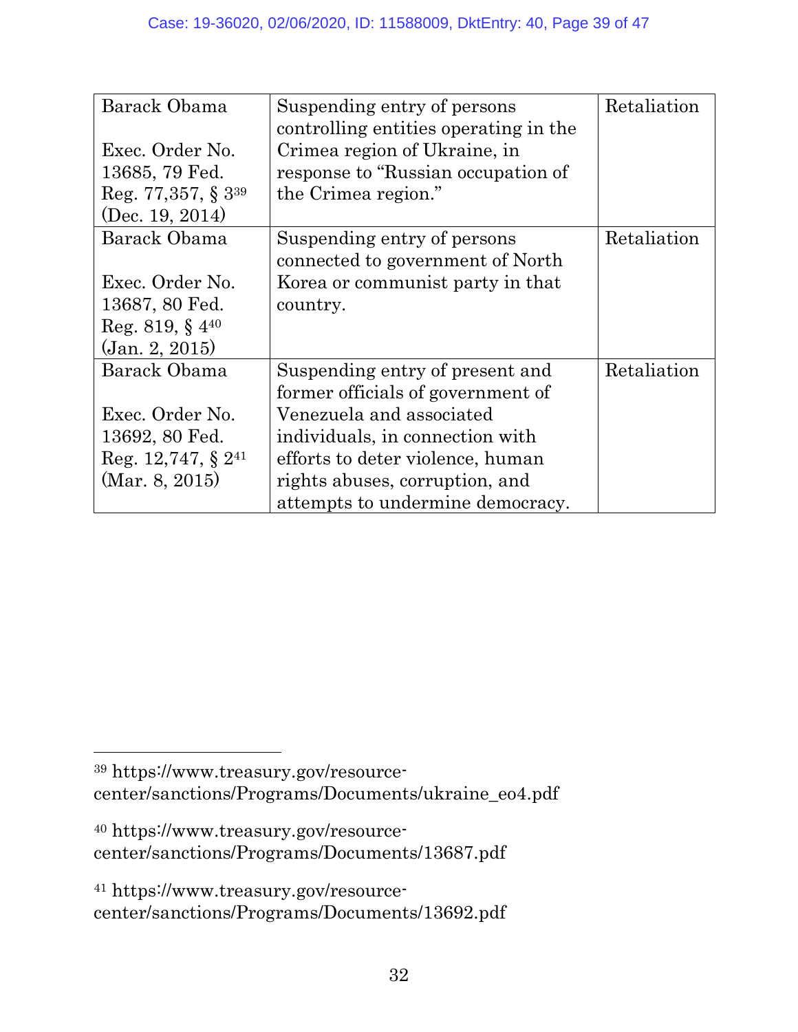| Barack Obama<br><br>Exec. Order No. 13685, 79 Fed. Reg. 77,357, § 3[39] (Dec. 19, 2014) | Suspending entry of persons controlling entities operating in the Crimea region of Ukraine, in response to "Russian occupation of the Crimea region." | Retaliation |
|---|---|---|
| Barack Obama<br><br>Exec. Order No. 13687, 80 Fed. Reg. 819, § 4[40] (Jan. 2, 2015) | Suspending entry of persons connected to government of North Korea or communist party in that country. | Retaliation |
| Barack Obama<br><br>Exec. Order No. 13692, 80 Fed. Reg. 12,747, § 2[41] (Mar. 8, 2015) | Suspending entry of present and former officials of government of Venezuela and associated individuals, in connection with efforts to deter violence, human rights abuses, corruption, and attempts to undermine democracy. | Retaliation |

---

[39] https://www.treasury.gov/resource-center/sanctions/Programs/Documents/ukraine_eo4.pdf

[40] https://www.treasury.gov/resource-center/sanctions/Programs/Documents/13687.pdf

[41] https://www.treasury.gov/resource-center/sanctions/Programs/Documents/13692.pdf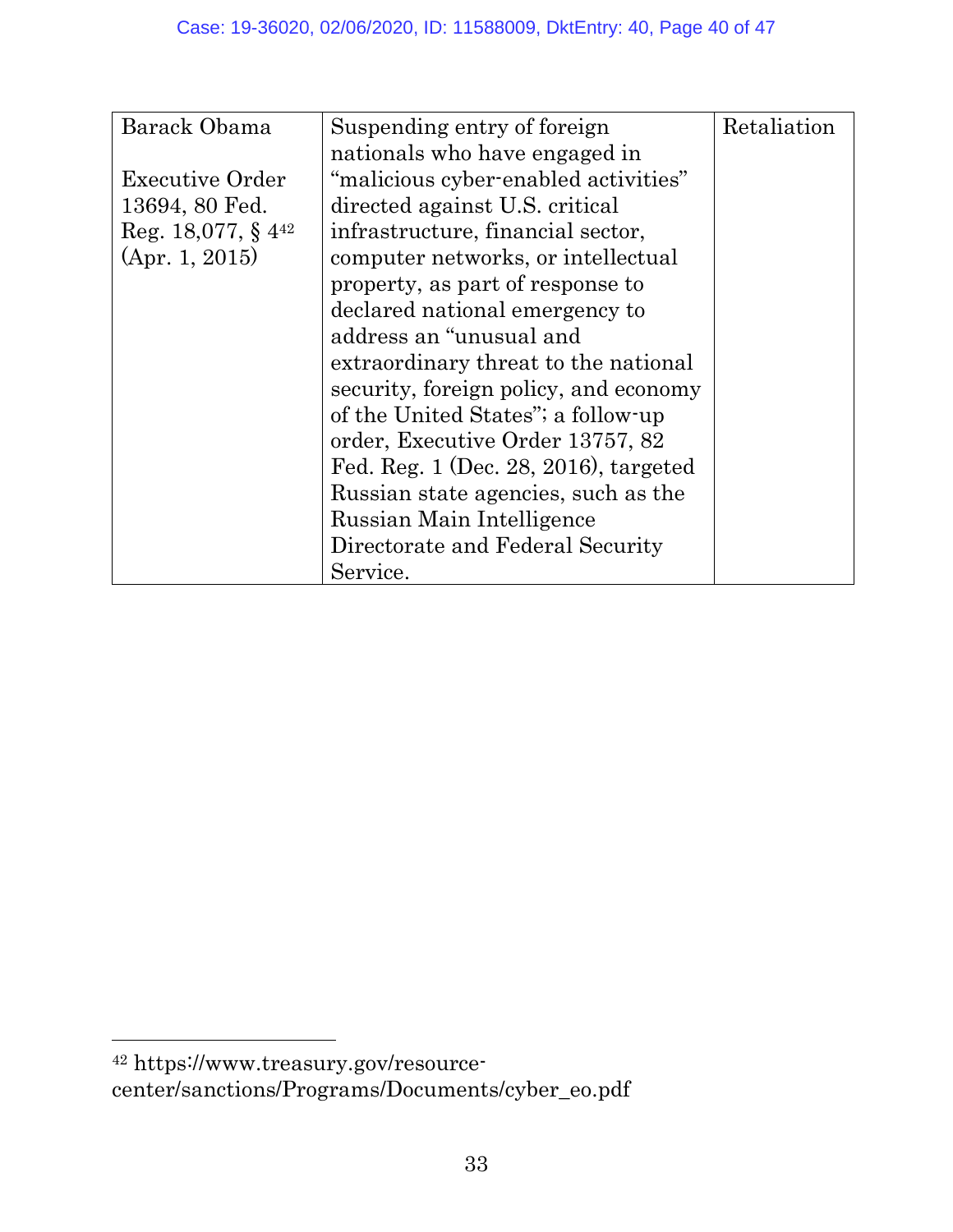| | | |
|---|---|---|
| Barack Obama<br><br>Executive Order 13694, 80 Fed. Reg. 18,077, § 4[42] (Apr. 1, 2015) | Suspending entry of foreign nationals who have engaged in "malicious cyber-enabled activities" directed against U.S. critical infrastructure, financial sector, computer networks, or intellectual property, as part of response to declared national emergency to address an "unusual and extraordinary threat to the national security, foreign policy, and economy of the United States"; a follow-up order, Executive Order 13757, 82 Fed. Reg. 1 (Dec. 28, 2016), targeted Russian state agencies, such as the Russian Main Intelligence Directorate and Federal Security Service. | Retaliation |

[42] https://www.treasury.gov/resource-center/sanctions/Programs/Documents/cyber_eo.pdf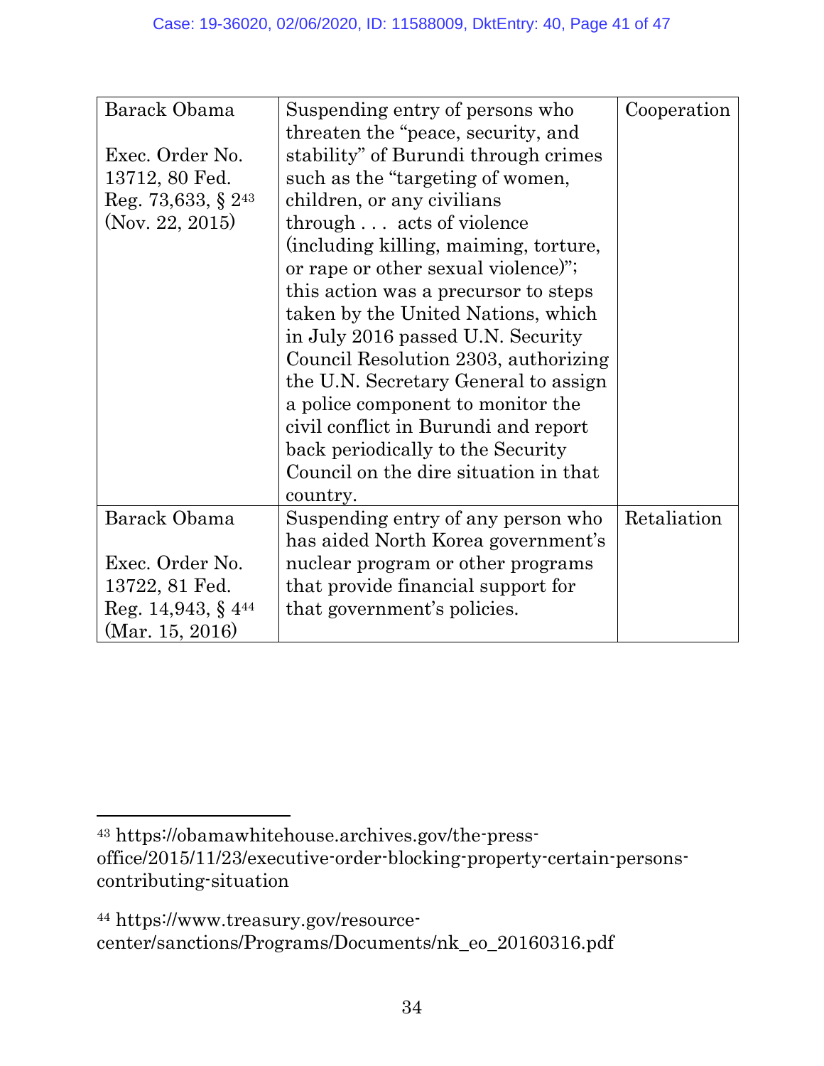| | | |
|---|---|---|
| Barack Obama<br><br>Exec. Order No. 13712, 80 Fed. Reg. 73,633, § 2[43] (Nov. 22, 2015) | Suspending entry of persons who threaten the "peace, security, and stability" of Burundi through crimes such as the "targeting of women, children, or any civilians through . . . acts of violence (including killing, maiming, torture, or rape or other sexual violence)"; this action was a precursor to steps taken by the United Nations, which in July 2016 passed U.N. Security Council Resolution 2303, authorizing the U.N. Secretary General to assign a police component to monitor the civil conflict in Burundi and report back periodically to the Security Council on the dire situation in that country. | Cooperation |
| Barack Obama<br><br>Exec. Order No. 13722, 81 Fed. Reg. 14,943, § 4[44] (Mar. 15, 2016) | Suspending entry of any person who has aided North Korea government's nuclear program or other programs that provide financial support for that government's policies. | Retaliation |

[43] https://obamawhitehouse.archives.gov/the-press-office/2015/11/23/executive-order-blocking-property-certain-persons-contributing-situation

[44] https://www.treasury.gov/resource-center/sanctions/Programs/Documents/nk_eo_20160316.pdf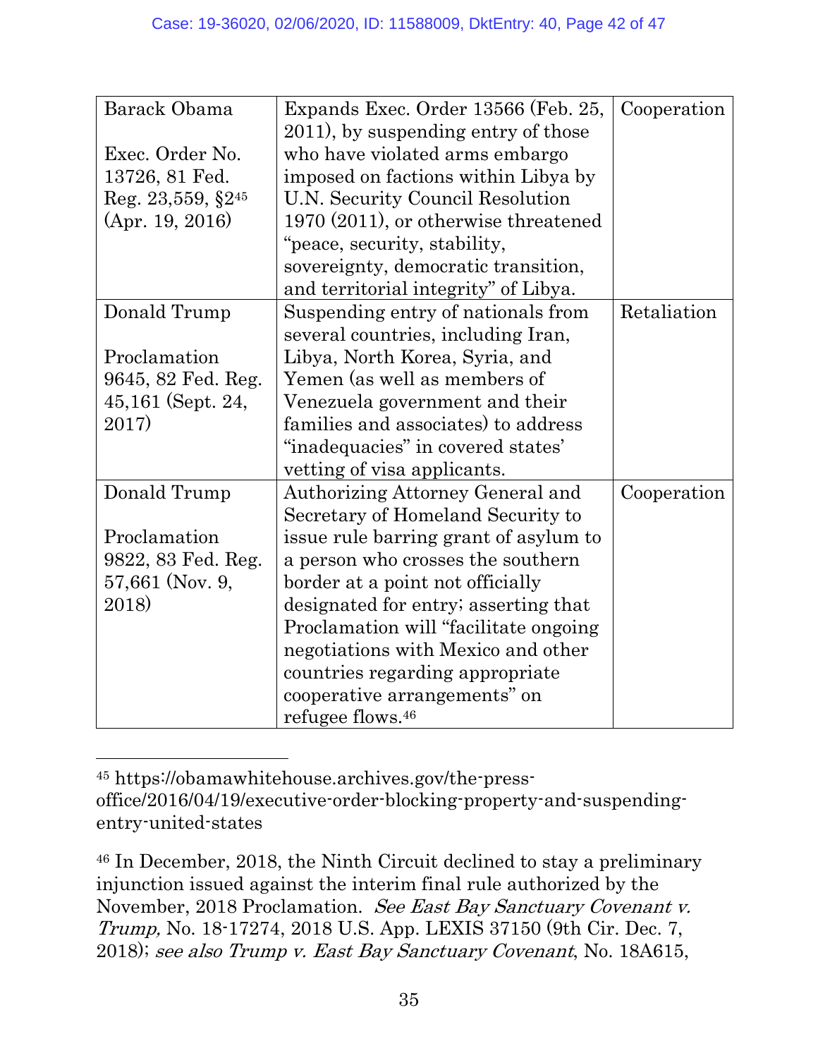| | | |
|---|---|---|
| Barack Obama<br><br>Exec. Order No. 13726, 81 Fed. Reg. 23,559, §2[45] (Apr. 19, 2016) | Expands Exec. Order 13566 (Feb. 25, 2011), by suspending entry of those who have violated arms embargo imposed on factions within Libya by U.N. Security Council Resolution 1970 (2011), or otherwise threatened "peace, security, stability, sovereignty, democratic transition, and territorial integrity" of Libya. | Cooperation |
| Donald Trump<br><br>Proclamation 9645, 82 Fed. Reg. 45,161 (Sept. 24, 2017) | Suspending entry of nationals from several countries, including Iran, Libya, North Korea, Syria, and Yemen (as well as members of Venezuela government and their families and associates) to address "inadequacies" in covered states' vetting of visa applicants. | Retaliation |
| Donald Trump<br><br>Proclamation 9822, 83 Fed. Reg. 57,661 (Nov. 9, 2018) | Authorizing Attorney General and Secretary of Homeland Security to issue rule barring grant of asylum to a person who crosses the southern border at a point not officially designated for entry; asserting that Proclamation will "facilitate ongoing negotiations with Mexico and other countries regarding appropriate cooperative arrangements" on refugee flows.[46] | Cooperation |

[45] https://obamawhitehouse.archives.gov/the-press-office/2016/04/19/executive-order-blocking-property-and-suspending-entry-united-states

[46] In December, 2018, the Ninth Circuit declined to stay a preliminary injunction issued against the interim final rule authorized by the November, 2018 Proclamation. *See East Bay Sanctuary Covenant v. Trump,* No. 18-17274, 2018 U.S. App. LEXIS 37150 (9th Cir. Dec. 7, 2018); *see also Trump v. East Bay Sanctuary Covenant*, No. 18A615,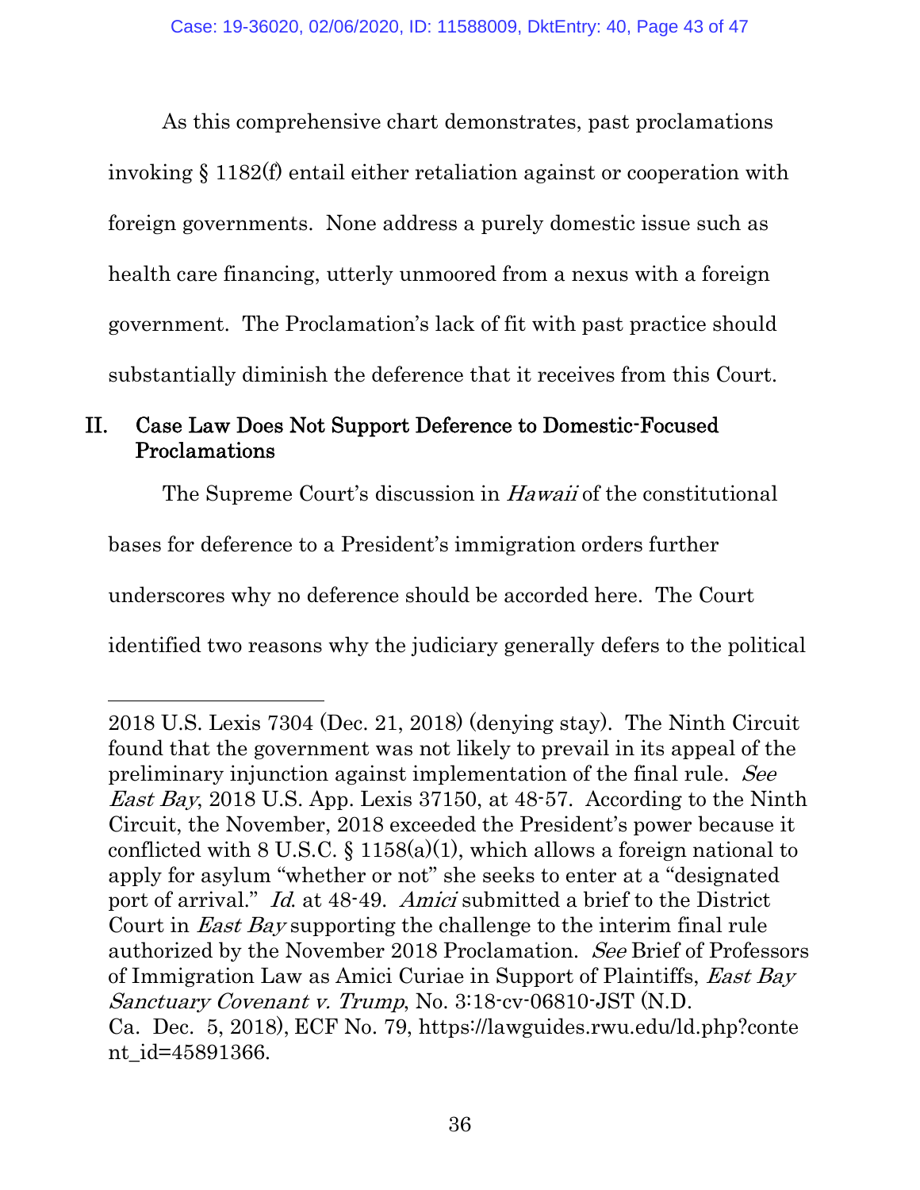As this comprehensive chart demonstrates, past proclamations invoking § 1182(f) entail either retaliation against or cooperation with foreign governments. None address a purely domestic issue such as health care financing, utterly unmoored from a nexus with a foreign government. The Proclamation's lack of fit with past practice should substantially diminish the deference that it receives from this Court.

## II. Case Law Does Not Support Deference to Domestic-Focused Proclamations

The Supreme Court's discussion in *Hawaii* of the constitutional bases for deference to a President's immigration orders further underscores why no deference should be accorded here. The Court identified two reasons why the judiciary generally defers to the political

---

2018 U.S. Lexis 7304 (Dec. 21, 2018) (denying stay). The Ninth Circuit found that the government was not likely to prevail in its appeal of the preliminary injunction against implementation of the final rule. *See East Bay*, 2018 U.S. App. Lexis 37150, at 48-57. According to the Ninth Circuit, the November, 2018 exceeded the President's power because it conflicted with 8 U.S.C. § 1158(a)(1), which allows a foreign national to apply for asylum "whether or not" she seeks to enter at a "designated port of arrival." *Id.* at 48-49. *Amici* submitted a brief to the District Court in *East Bay* supporting the challenge to the interim final rule authorized by the November 2018 Proclamation. *See* Brief of Professors of Immigration Law as Amici Curiae in Support of Plaintiffs, *East Bay Sanctuary Covenant v. Trump*, No. 3:18-cv-06810-JST (N.D. Ca. Dec. 5, 2018), ECF No. 79, https://lawguides.rwu.edu/ld.php?content_id=45891366.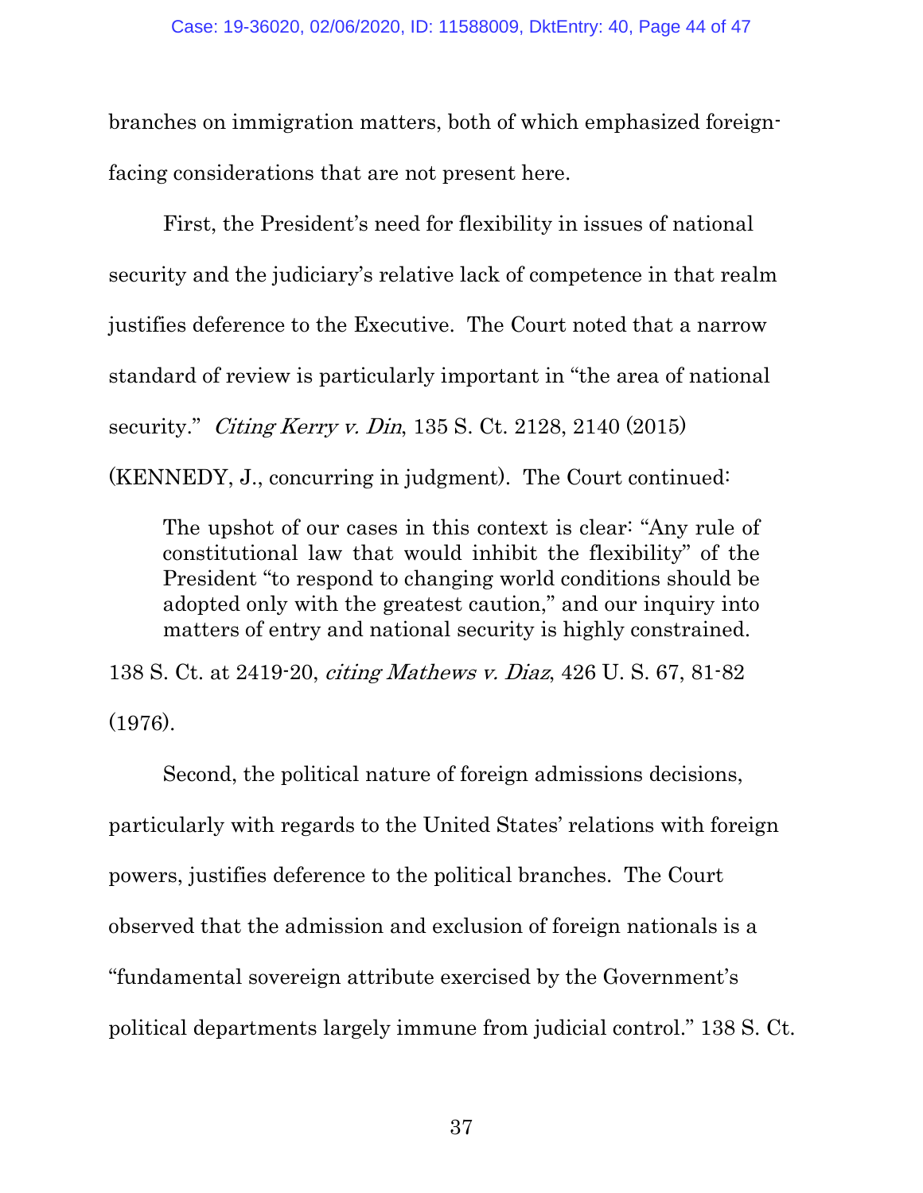branches on immigration matters, both of which emphasized foreign-facing considerations that are not present here.

First, the President's need for flexibility in issues of national security and the judiciary's relative lack of competence in that realm justifies deference to the Executive. The Court noted that a narrow standard of review is particularly important in "the area of national security." *Citing Kerry v. Din*, 135 S. Ct. 2128, 2140 (2015) (KENNEDY, J., concurring in judgment). The Court continued:

> The upshot of our cases in this context is clear: "Any rule of constitutional law that would inhibit the flexibility" of the President "to respond to changing world conditions should be adopted only with the greatest caution," and our inquiry into matters of entry and national security is highly constrained.

138 S. Ct. at 2419-20, *citing Mathews v. Diaz*, 426 U. S. 67, 81-82 (1976).

Second, the political nature of foreign admissions decisions, particularly with regards to the United States' relations with foreign powers, justifies deference to the political branches. The Court observed that the admission and exclusion of foreign nationals is a "fundamental sovereign attribute exercised by the Government's political departments largely immune from judicial control." 138 S. Ct.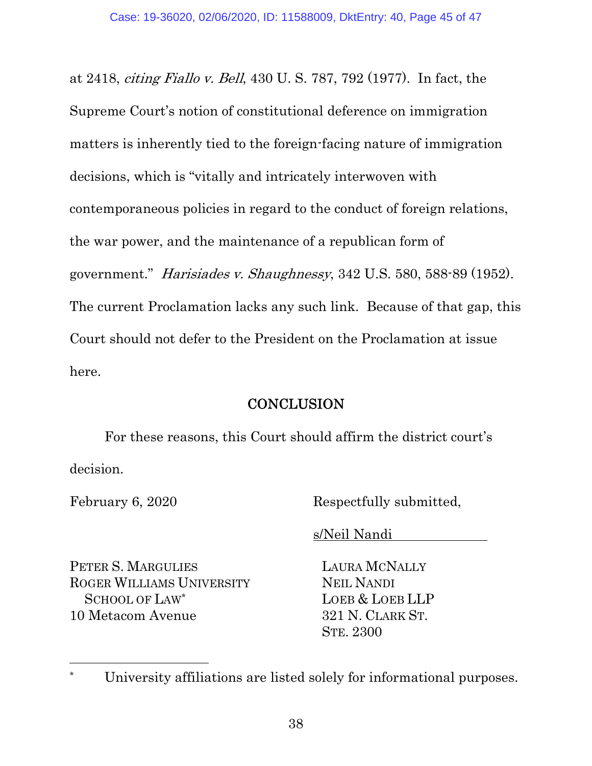at 2418, *citing Fiallo v. Bell*, 430 U. S. 787, 792 (1977). In fact, the Supreme Court's notion of constitutional deference on immigration matters is inherently tied to the foreign-facing nature of immigration decisions, which is "vitally and intricately interwoven with contemporaneous policies in regard to the conduct of foreign relations, the war power, and the maintenance of a republican form of government." *Harisiades v. Shaughnessy*, 342 U.S. 580, 588-89 (1952). The current Proclamation lacks any such link. Because of that gap, this Court should not defer to the President on the Proclamation at issue here.

## CONCLUSION

For these reasons, this Court should affirm the district court's decision.

February 6, 2020

Respectfully submitted,

s/Neil Nandi

PETER S. MARGULIES
ROGER WILLIAMS UNIVERSITY
SCHOOL OF LAW*
10 Metacom Avenue

LAURA MCNALLY
NEIL NANDI
LOEB & LOEB LLP
321 N. CLARK ST.
STE. 2300

* University affiliations are listed solely for informational purposes.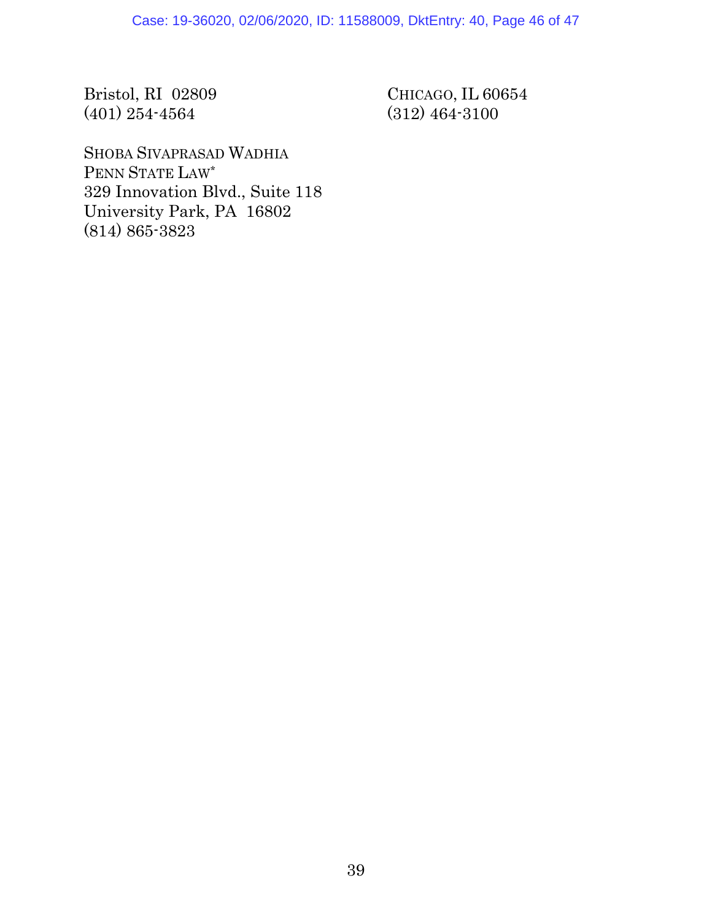Bristol, RI 02809
(401) 254-4564

CHICAGO, IL 60654
(312) 464-3100

SHOBA SIVAPRASAD WADHIA
PENN STATE LAW*
329 Innovation Blvd., Suite 118
University Park, PA 16802
(814) 865-3823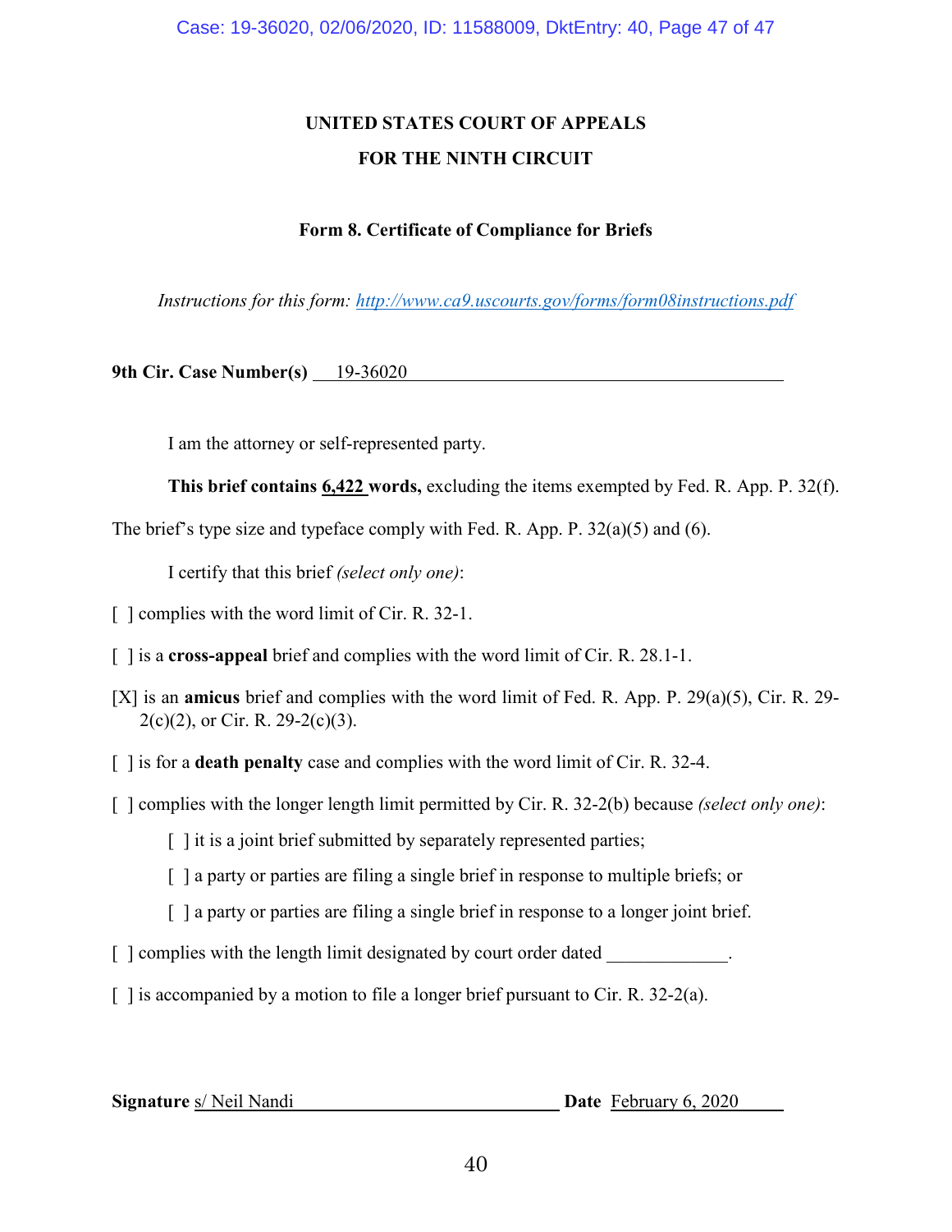**UNITED STATES COURT OF APPEALS**

**FOR THE NINTH CIRCUIT**

**Form 8. Certificate of Compliance for Briefs**

*Instructions for this form: http://www.ca9.uscourts.gov/forms/form08instructions.pdf*

**9th Cir. Case Number(s)** 19-36020

I am the attorney or self-represented party.

**This brief contains 6,422 words,** excluding the items exempted by Fed. R. App. P. 32(f).

The brief's type size and typeface comply with Fed. R. App. P. 32(a)(5) and (6).

I certify that this brief *(select only one)*:

[ ] complies with the word limit of Cir. R. 32-1.

[ ] is a **cross-appeal** brief and complies with the word limit of Cir. R. 28.1-1.

[X] is an **amicus** brief and complies with the word limit of Fed. R. App. P. 29(a)(5), Cir. R. 29-2(c)(2), or Cir. R. 29-2(c)(3).

[ ] is for a **death penalty** case and complies with the word limit of Cir. R. 32-4.

[ ] complies with the longer length limit permitted by Cir. R. 32-2(b) because *(select only one)*:

- [ ] it is a joint brief submitted by separately represented parties;
- [ ] a party or parties are filing a single brief in response to multiple briefs; or
- [ ] a party or parties are filing a single brief in response to a longer joint brief.

[ ] complies with the length limit designated by court order dated \_\_\_\_\_\_\_\_\_\_\_\_\_.

[ ] is accompanied by a motion to file a longer brief pursuant to Cir. R. 32-2(a).

**Signature** s/ Neil Nandi **Date** February 6, 2020